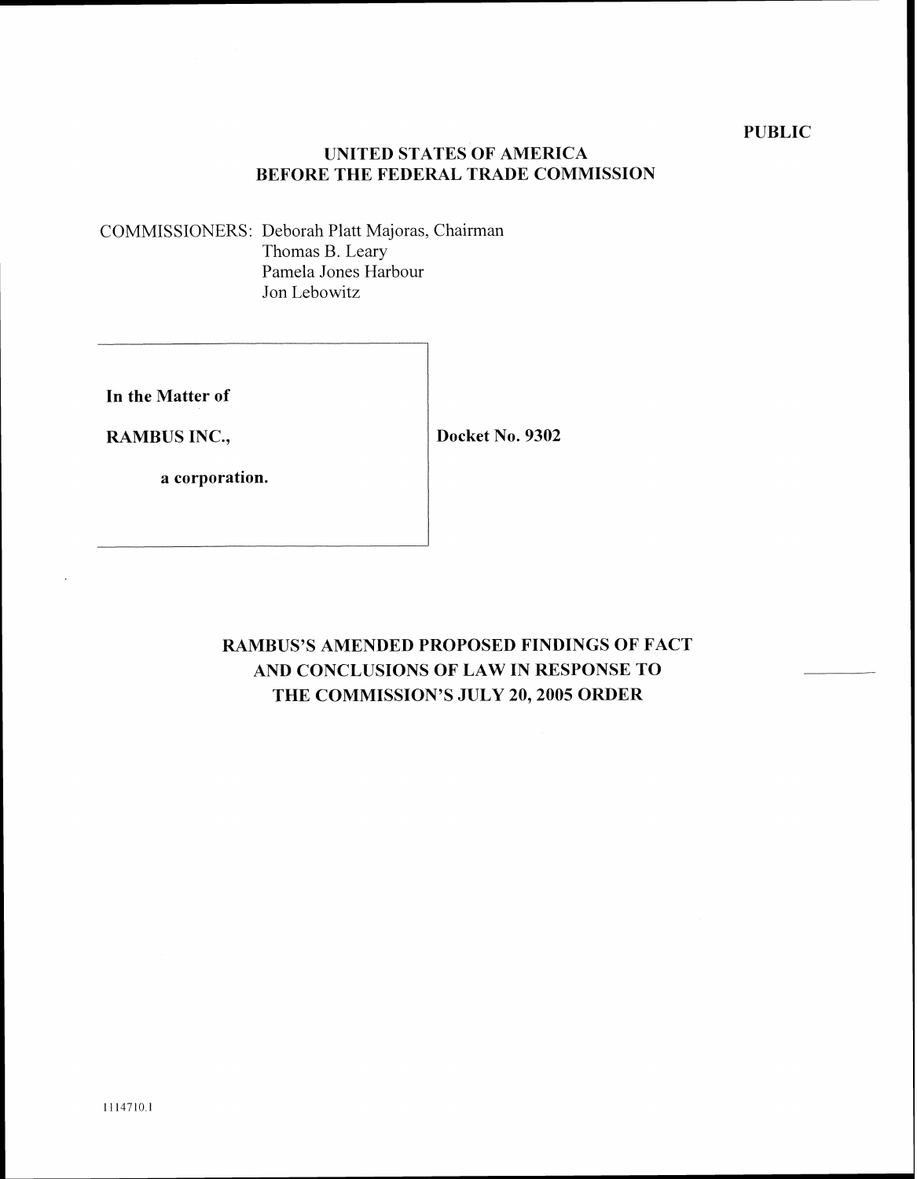**PUBLIC**

**UNITED STATES OF AMERICA**
**BEFORE THE FEDERAL TRADE COMMISSION**

COMMISSIONERS: Deborah Platt Majoras, Chairman
Thomas B. Leary
Pamela Jones Harbour
Jon Lebowitz

| | |
|---|---|
| **In the Matter of**<br><br>**RAMBUS INC.,**<br><br>**a corporation.** | **Docket No. 9302** |

# RAMBUS'S AMENDED PROPOSED FINDINGS OF FACT AND CONCLUSIONS OF LAW IN RESPONSE TO THE COMMISSION'S JULY 20, 2005 ORDER

1114710.1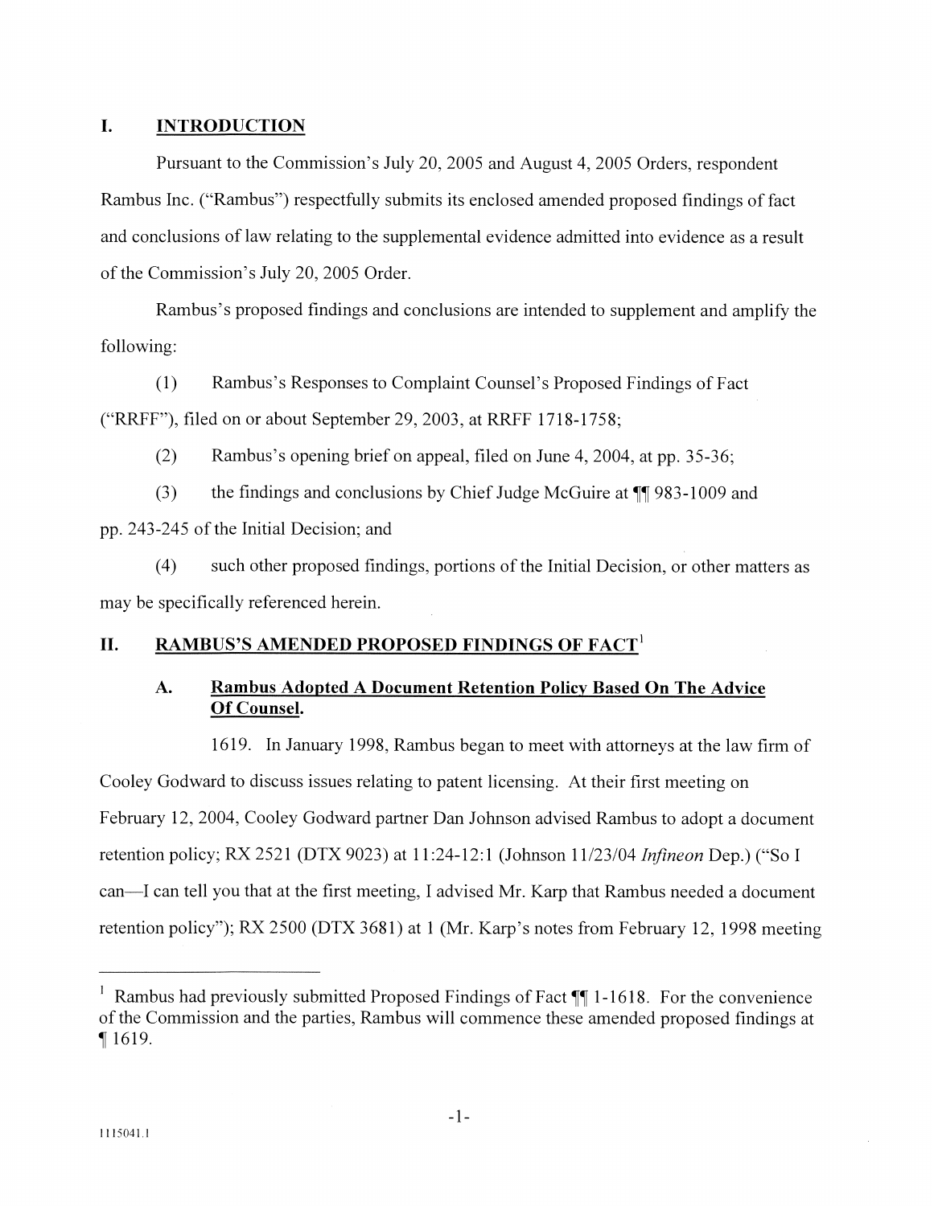# I. INTRODUCTION

Pursuant to the Commission's July 20, 2005 and August 4, 2005 Orders, respondent Rambus Inc. ("Rambus") respectfully submits its enclosed amended proposed findings of fact and conclusions of law relating to the supplemental evidence admitted into evidence as a result of the Commission's July 20, 2005 Order.

Rambus's proposed findings and conclusions are intended to supplement and amplify the following:

(1) Rambus's Responses to Complaint Counsel's Proposed Findings of Fact ("RRFF"), filed on or about September 29, 2003, at RRFF 1718-1758;

(2) Rambus's opening brief on appeal, filed on June 4, 2004, at pp. 35-36;

(3) the findings and conclusions by Chief Judge McGuire at ¶¶ 983-1009 and pp. 243-245 of the Initial Decision; and

(4) such other proposed findings, portions of the Initial Decision, or other matters as may be specifically referenced herein.

# II. RAMBUS'S AMENDED PROPOSED FINDINGS OF FACT[1]

## A. Rambus Adopted A Document Retention Policy Based On The Advice Of Counsel.

1619. In January 1998, Rambus began to meet with attorneys at the law firm of Cooley Godward to discuss issues relating to patent licensing. At their first meeting on February 12, 2004, Cooley Godward partner Dan Johnson advised Rambus to adopt a document retention policy; RX 2521 (DTX 9023) at 11:24-12:1 (Johnson 11/23/04 *Infineon* Dep.) ("So I can—I can tell you that at the first meeting, I advised Mr. Karp that Rambus needed a document retention policy"); RX 2500 (DTX 3681) at 1 (Mr. Karp's notes from February 12, 1998 meeting

---

[1] Rambus had previously submitted Proposed Findings of Fact ¶¶ 1-1618. For the convenience of the Commission and the parties, Rambus will commence these amended proposed findings at ¶ 1619.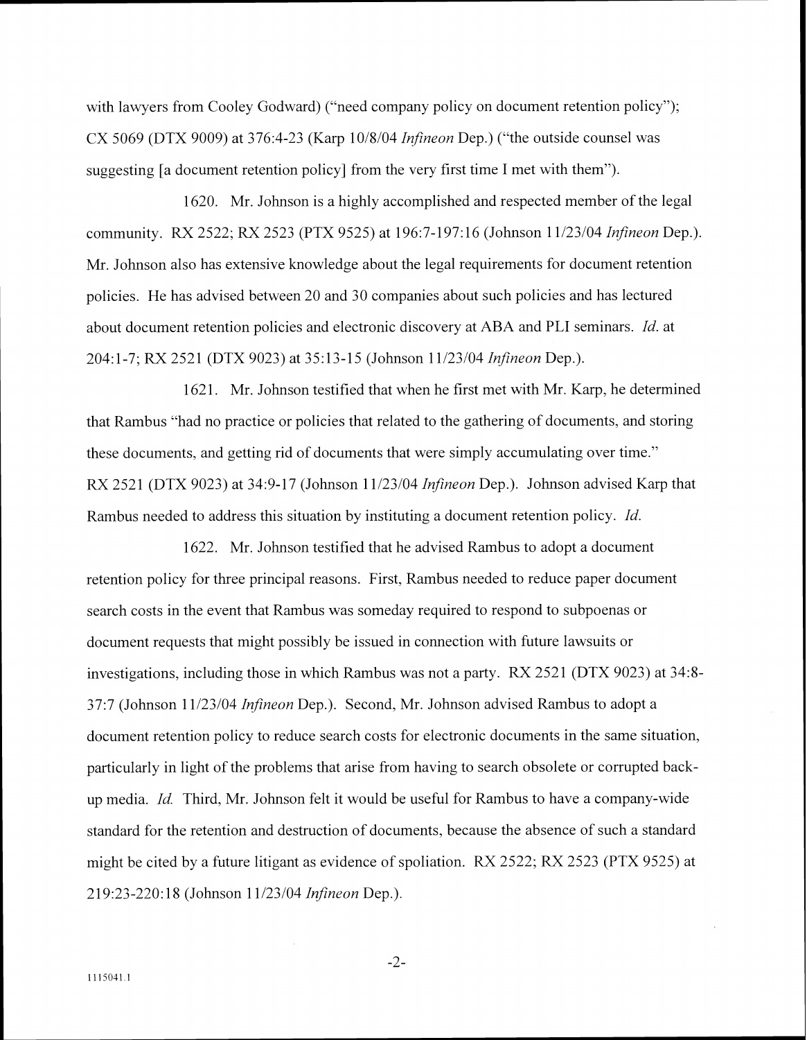with lawyers from Cooley Godward) ("need company policy on document retention policy"); CX 5069 (DTX 9009) at 376:4-23 (Karp 10/8/04 *Infineon* Dep.) ("the outside counsel was suggesting [a document retention policy] from the very first time I met with them").

1620. Mr. Johnson is a highly accomplished and respected member of the legal community. RX 2522; RX 2523 (PTX 9525) at 196:7-197:16 (Johnson 11/23/04 *Infineon* Dep.). Mr. Johnson also has extensive knowledge about the legal requirements for document retention policies. He has advised between 20 and 30 companies about such policies and has lectured about document retention policies and electronic discovery at ABA and PLI seminars. *Id.* at 204:1-7; RX 2521 (DTX 9023) at 35:13-15 (Johnson 11/23/04 *Infineon* Dep.).

1621. Mr. Johnson testified that when he first met with Mr. Karp, he determined that Rambus "had no practice or policies that related to the gathering of documents, and storing these documents, and getting rid of documents that were simply accumulating over time." RX 2521 (DTX 9023) at 34:9-17 (Johnson 11/23/04 *Infineon* Dep.). Johnson advised Karp that Rambus needed to address this situation by instituting a document retention policy. *Id.*

1622. Mr. Johnson testified that he advised Rambus to adopt a document retention policy for three principal reasons. First, Rambus needed to reduce paper document search costs in the event that Rambus was someday required to respond to subpoenas or document requests that might possibly be issued in connection with future lawsuits or investigations, including those in which Rambus was not a party. RX 2521 (DTX 9023) at 34:8-37:7 (Johnson 11/23/04 *Infineon* Dep.). Second, Mr. Johnson advised Rambus to adopt a document retention policy to reduce search costs for electronic documents in the same situation, particularly in light of the problems that arise from having to search obsolete or corrupted back-up media. *Id.* Third, Mr. Johnson felt it would be useful for Rambus to have a company-wide standard for the retention and destruction of documents, because the absence of such a standard might be cited by a future litigant as evidence of spoliation. RX 2522; RX 2523 (PTX 9525) at 219:23-220:18 (Johnson 11/23/04 *Infineon* Dep.).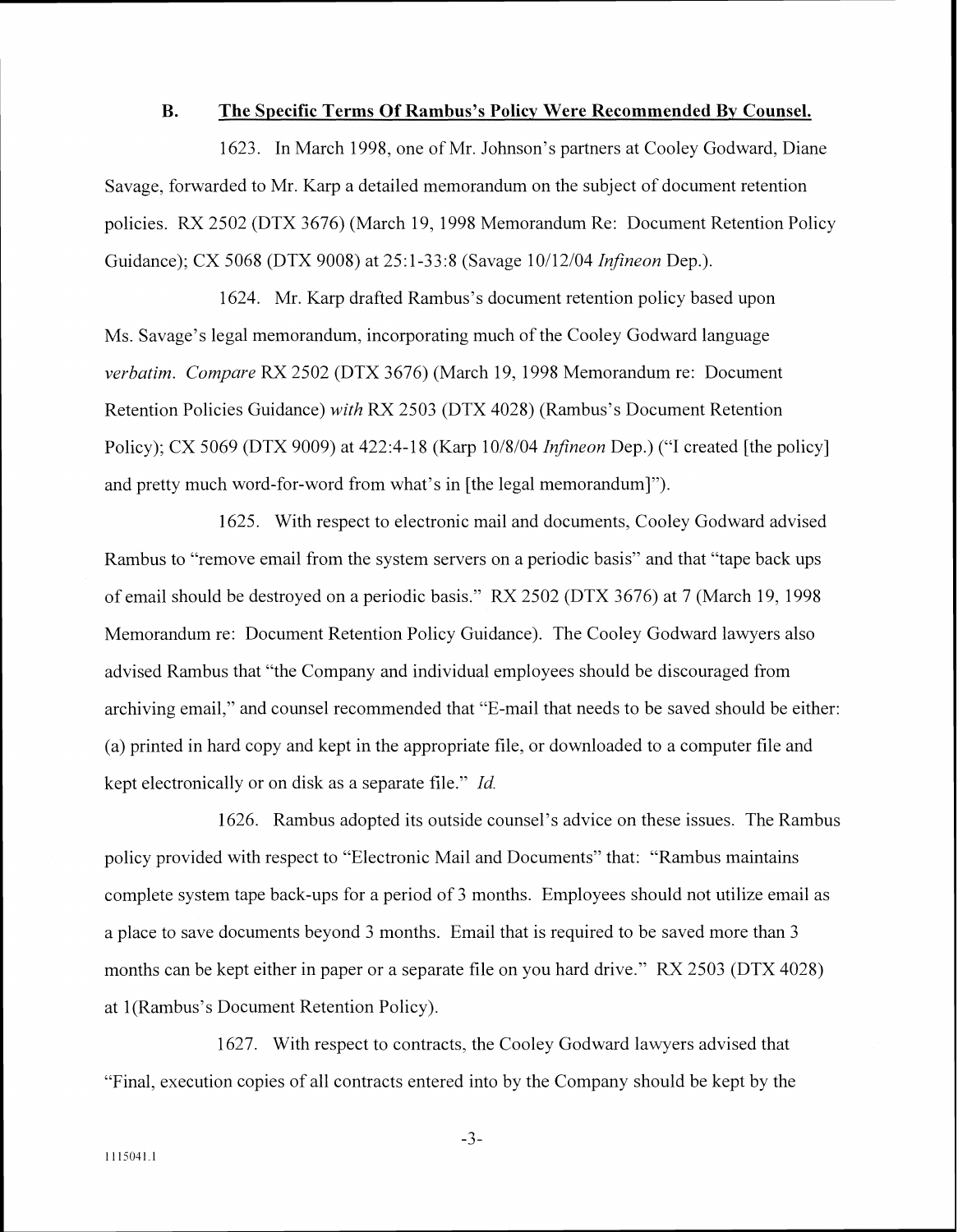### B. The Specific Terms Of Rambus's Policy Were Recommended By Counsel.

1623. In March 1998, one of Mr. Johnson's partners at Cooley Godward, Diane Savage, forwarded to Mr. Karp a detailed memorandum on the subject of document retention policies. RX 2502 (DTX 3676) (March 19, 1998 Memorandum Re: Document Retention Policy Guidance); CX 5068 (DTX 9008) at 25:1-33:8 (Savage 10/12/04 *Infineon* Dep.).

1624. Mr. Karp drafted Rambus's document retention policy based upon Ms. Savage's legal memorandum, incorporating much of the Cooley Godward language *verbatim*. *Compare* RX 2502 (DTX 3676) (March 19, 1998 Memorandum re: Document Retention Policies Guidance) *with* RX 2503 (DTX 4028) (Rambus's Document Retention Policy); CX 5069 (DTX 9009) at 422:4-18 (Karp 10/8/04 *Infineon* Dep.) ("I created [the policy] and pretty much word-for-word from what's in [the legal memorandum]").

1625. With respect to electronic mail and documents, Cooley Godward advised Rambus to "remove email from the system servers on a periodic basis" and that "tape back ups of email should be destroyed on a periodic basis." RX 2502 (DTX 3676) at 7 (March 19, 1998 Memorandum re: Document Retention Policy Guidance). The Cooley Godward lawyers also advised Rambus that "the Company and individual employees should be discouraged from archiving email," and counsel recommended that "E-mail that needs to be saved should be either: (a) printed in hard copy and kept in the appropriate file, or downloaded to a computer file and kept electronically or on disk as a separate file." *Id.*

1626. Rambus adopted its outside counsel's advice on these issues. The Rambus policy provided with respect to "Electronic Mail and Documents" that: "Rambus maintains complete system tape back-ups for a period of 3 months. Employees should not utilize email as a place to save documents beyond 3 months. Email that is required to be saved more than 3 months can be kept either in paper or a separate file on you hard drive." RX 2503 (DTX 4028) at 1(Rambus's Document Retention Policy).

1627. With respect to contracts, the Cooley Godward lawyers advised that "Final, execution copies of all contracts entered into by the Company should be kept by the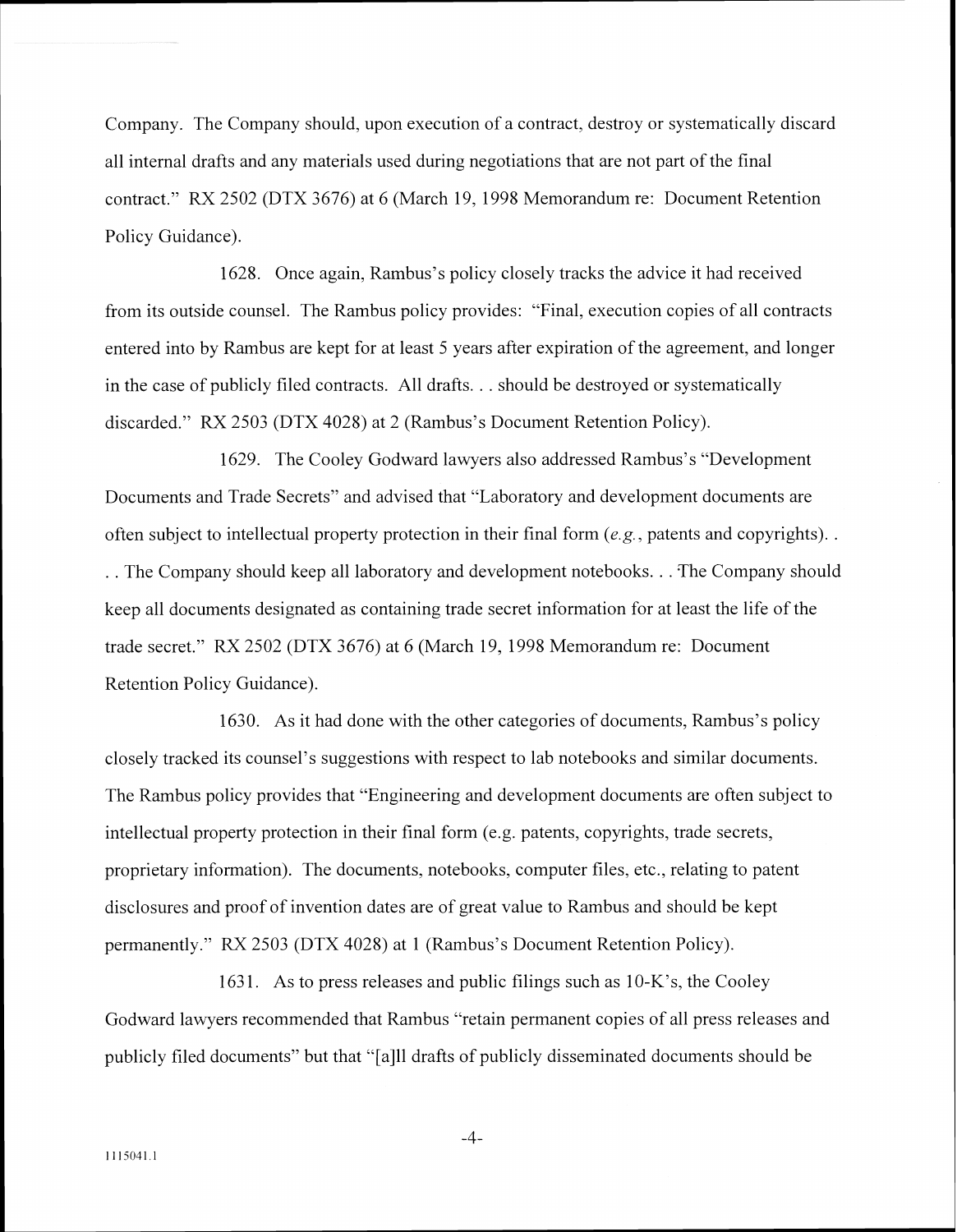Company. The Company should, upon execution of a contract, destroy or systematically discard all internal drafts and any materials used during negotiations that are not part of the final contract." RX 2502 (DTX 3676) at 6 (March 19, 1998 Memorandum re: Document Retention Policy Guidance).

1628. Once again, Rambus's policy closely tracks the advice it had received from its outside counsel. The Rambus policy provides: "Final, execution copies of all contracts entered into by Rambus are kept for at least 5 years after expiration of the agreement, and longer in the case of publicly filed contracts. All drafts. . . should be destroyed or systematically discarded." RX 2503 (DTX 4028) at 2 (Rambus's Document Retention Policy).

1629. The Cooley Godward lawyers also addressed Rambus's "Development Documents and Trade Secrets" and advised that "Laboratory and development documents are often subject to intellectual property protection in their final form (*e.g.*, patents and copyrights). . . . The Company should keep all laboratory and development notebooks. . . The Company should keep all documents designated as containing trade secret information for at least the life of the trade secret." RX 2502 (DTX 3676) at 6 (March 19, 1998 Memorandum re: Document Retention Policy Guidance).

1630. As it had done with the other categories of documents, Rambus's policy closely tracked its counsel's suggestions with respect to lab notebooks and similar documents. The Rambus policy provides that "Engineering and development documents are often subject to intellectual property protection in their final form (e.g. patents, copyrights, trade secrets, proprietary information). The documents, notebooks, computer files, etc., relating to patent disclosures and proof of invention dates are of great value to Rambus and should be kept permanently." RX 2503 (DTX 4028) at 1 (Rambus's Document Retention Policy).

1631. As to press releases and public filings such as 10-K's, the Cooley Godward lawyers recommended that Rambus "retain permanent copies of all press releases and publicly filed documents" but that "[a]ll drafts of publicly disseminated documents should be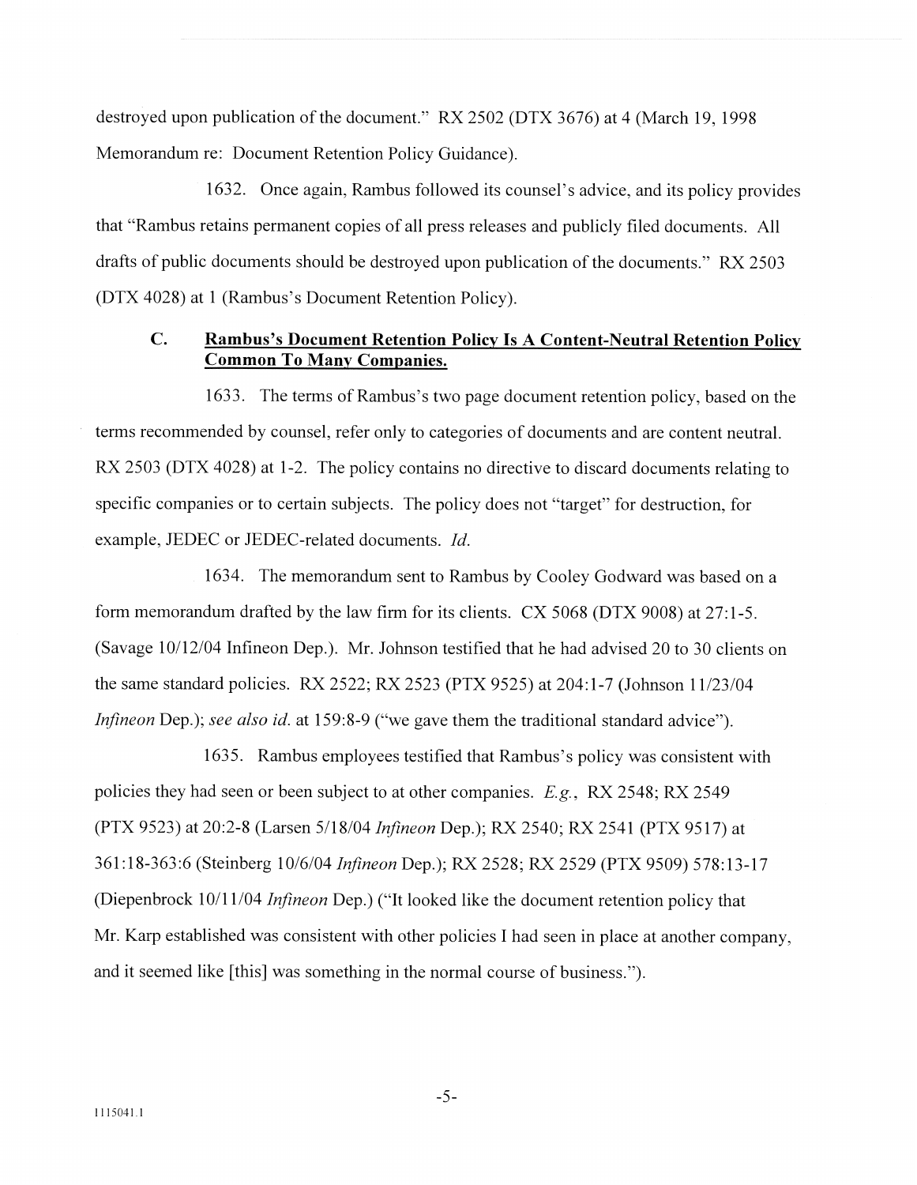destroyed upon publication of the document." RX 2502 (DTX 3676) at 4 (March 19, 1998 Memorandum re: Document Retention Policy Guidance).

1632. Once again, Rambus followed its counsel's advice, and its policy provides that "Rambus retains permanent copies of all press releases and publicly filed documents. All drafts of public documents should be destroyed upon publication of the documents." RX 2503 (DTX 4028) at 1 (Rambus's Document Retention Policy).

### C. Rambus's Document Retention Policy Is A Content-Neutral Retention Policy Common To Many Companies.

1633. The terms of Rambus's two page document retention policy, based on the terms recommended by counsel, refer only to categories of documents and are content neutral. RX 2503 (DTX 4028) at 1-2. The policy contains no directive to discard documents relating to specific companies or to certain subjects. The policy does not "target" for destruction, for example, JEDEC or JEDEC-related documents. *Id.*

1634. The memorandum sent to Rambus by Cooley Godward was based on a form memorandum drafted by the law firm for its clients. CX 5068 (DTX 9008) at 27:1-5. (Savage 10/12/04 Infineon Dep.). Mr. Johnson testified that he had advised 20 to 30 clients on the same standard policies. RX 2522; RX 2523 (PTX 9525) at 204:1-7 (Johnson 11/23/04 *Infineon* Dep.); *see also id.* at 159:8-9 ("we gave them the traditional standard advice").

1635. Rambus employees testified that Rambus's policy was consistent with policies they had seen or been subject to at other companies. *E.g.*, RX 2548; RX 2549 (PTX 9523) at 20:2-8 (Larsen 5/18/04 *Infineon* Dep.); RX 2540; RX 2541 (PTX 9517) at 361:18-363:6 (Steinberg 10/6/04 *Infineon* Dep.); RX 2528; RX 2529 (PTX 9509) 578:13-17 (Diepenbrock 10/11/04 *Infineon* Dep.) ("It looked like the document retention policy that Mr. Karp established was consistent with other policies I had seen in place at another company, and it seemed like [this] was something in the normal course of business.").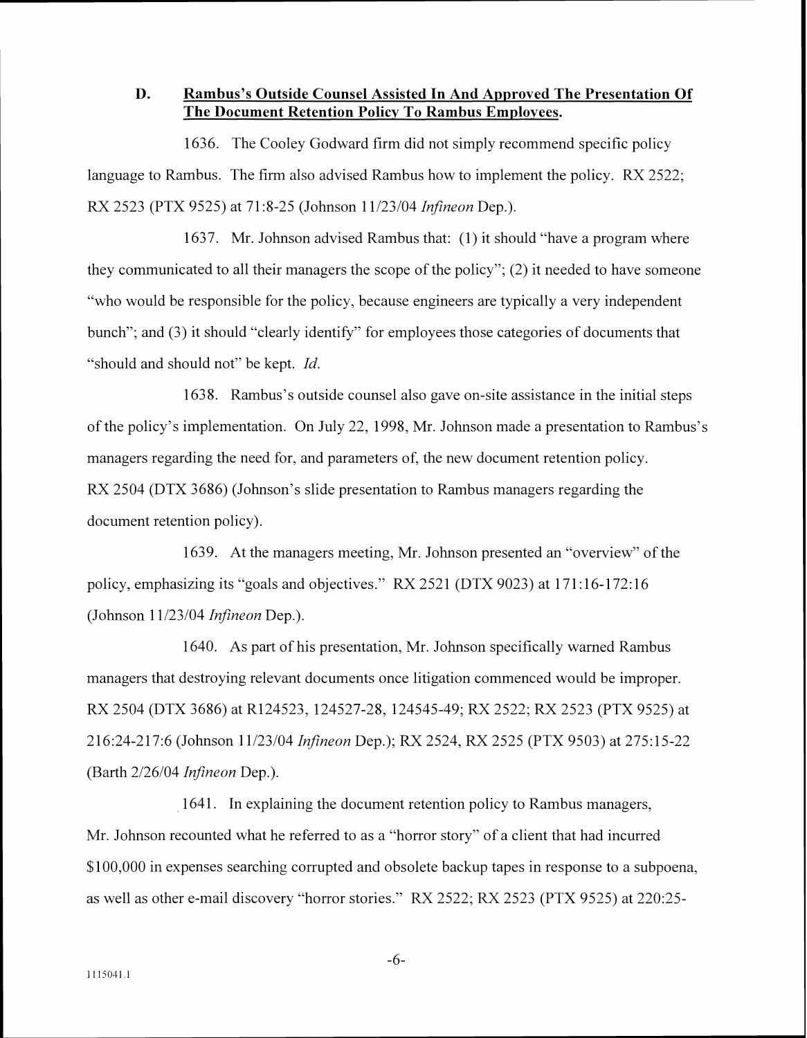### D. Rambus's Outside Counsel Assisted In And Approved The Presentation Of The Document Retention Policy To Rambus Employees.

1636. The Cooley Godward firm did not simply recommend specific policy language to Rambus. The firm also advised Rambus how to implement the policy. RX 2522; RX 2523 (PTX 9525) at 71:8-25 (Johnson 11/23/04 *Infineon* Dep.).

1637. Mr. Johnson advised Rambus that: (1) it should "have a program where they communicated to all their managers the scope of the policy"; (2) it needed to have someone "who would be responsible for the policy, because engineers are typically a very independent bunch"; and (3) it should "clearly identify" for employees those categories of documents that "should and should not" be kept. *Id.*

1638. Rambus's outside counsel also gave on-site assistance in the initial steps of the policy's implementation. On July 22, 1998, Mr. Johnson made a presentation to Rambus's managers regarding the need for, and parameters of, the new document retention policy. RX 2504 (DTX 3686) (Johnson's slide presentation to Rambus managers regarding the document retention policy).

1639. At the managers meeting, Mr. Johnson presented an "overview" of the policy, emphasizing its "goals and objectives." RX 2521 (DTX 9023) at 171:16-172:16 (Johnson 11/23/04 *Infineon* Dep.).

1640. As part of his presentation, Mr. Johnson specifically warned Rambus managers that destroying relevant documents once litigation commenced would be improper. RX 2504 (DTX 3686) at R124523, 124527-28, 124545-49; RX 2522; RX 2523 (PTX 9525) at 216:24-217:6 (Johnson 11/23/04 *Infineon* Dep.); RX 2524, RX 2525 (PTX 9503) at 275:15-22 (Barth 2/26/04 *Infineon* Dep.).

1641. In explaining the document retention policy to Rambus managers, Mr. Johnson recounted what he referred to as a "horror story" of a client that had incurred $100,000 in expenses searching corrupted and obsolete backup tapes in response to a subpoena, as well as other e-mail discovery "horror stories." RX 2522; RX 2523 (PTX 9525) at 220:25-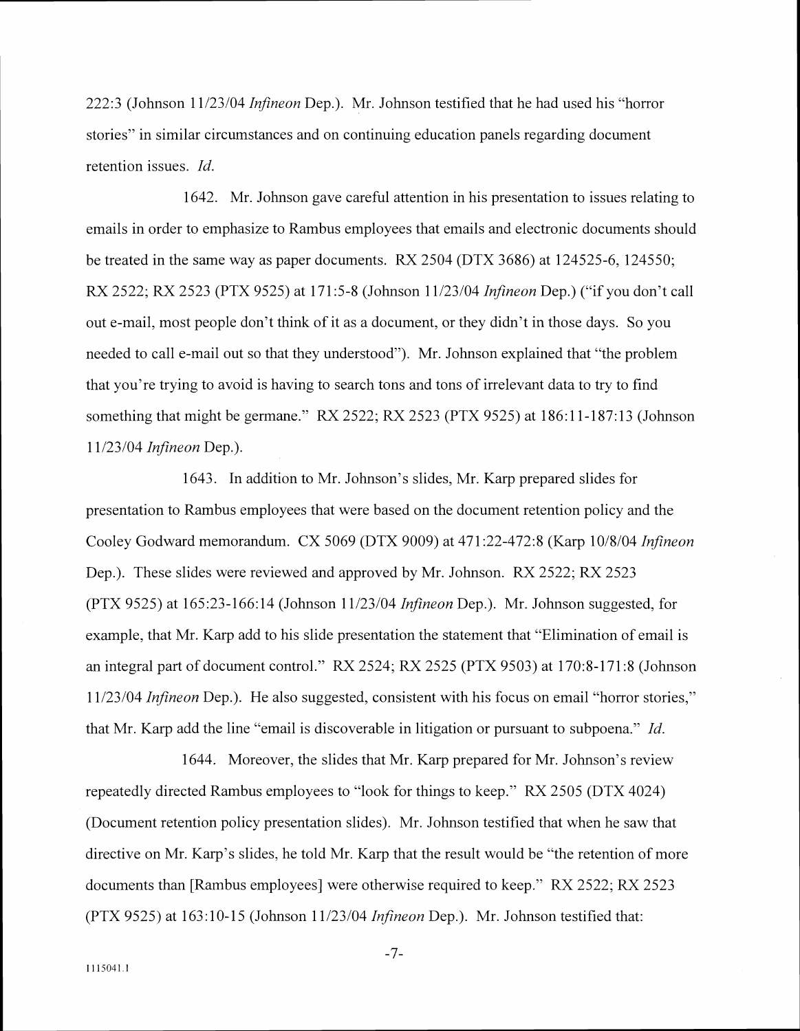222:3 (Johnson 11/23/04 *Infineon* Dep.). Mr. Johnson testified that he had used his "horror stories" in similar circumstances and on continuing education panels regarding document retention issues. *Id.*

1642. Mr. Johnson gave careful attention in his presentation to issues relating to emails in order to emphasize to Rambus employees that emails and electronic documents should be treated in the same way as paper documents. RX 2504 (DTX 3686) at 124525-6, 124550; RX 2522; RX 2523 (PTX 9525) at 171:5-8 (Johnson 11/23/04 *Infineon* Dep.) ("if you don't call out e-mail, most people don't think of it as a document, or they didn't in those days. So you needed to call e-mail out so that they understood"). Mr. Johnson explained that "the problem that you're trying to avoid is having to search tons and tons of irrelevant data to try to find something that might be germane." RX 2522; RX 2523 (PTX 9525) at 186:11-187:13 (Johnson 11/23/04 *Infineon* Dep.).

1643. In addition to Mr. Johnson's slides, Mr. Karp prepared slides for presentation to Rambus employees that were based on the document retention policy and the Cooley Godward memorandum. CX 5069 (DTX 9009) at 471:22-472:8 (Karp 10/8/04 *Infineon* Dep.). These slides were reviewed and approved by Mr. Johnson. RX 2522; RX 2523 (PTX 9525) at 165:23-166:14 (Johnson 11/23/04 *Infineon* Dep.). Mr. Johnson suggested, for example, that Mr. Karp add to his slide presentation the statement that "Elimination of email is an integral part of document control." RX 2524; RX 2525 (PTX 9503) at 170:8-171:8 (Johnson 11/23/04 *Infineon* Dep.). He also suggested, consistent with his focus on email "horror stories," that Mr. Karp add the line "email is discoverable in litigation or pursuant to subpoena." *Id.*

1644. Moreover, the slides that Mr. Karp prepared for Mr. Johnson's review repeatedly directed Rambus employees to "look for things to keep." RX 2505 (DTX 4024) (Document retention policy presentation slides). Mr. Johnson testified that when he saw that directive on Mr. Karp's slides, he told Mr. Karp that the result would be "the retention of more documents than [Rambus employees] were otherwise required to keep." RX 2522; RX 2523 (PTX 9525) at 163:10-15 (Johnson 11/23/04 *Infineon* Dep.). Mr. Johnson testified that: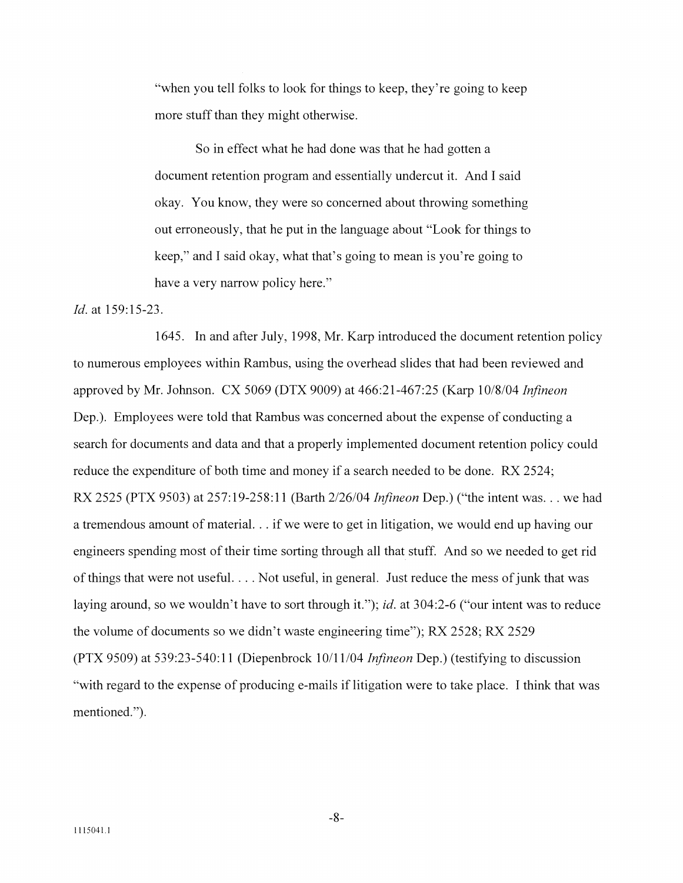> "when you tell folks to look for things to keep, they're going to keep more stuff than they might otherwise.
>
> So in effect what he had done was that he had gotten a document retention program and essentially undercut it. And I said okay. You know, they were so concerned about throwing something out erroneously, that he put in the language about "Look for things to keep," and I said okay, what that's going to mean is you're going to have a very narrow policy here."

*Id.* at 159:15-23.

1645. In and after July, 1998, Mr. Karp introduced the document retention policy to numerous employees within Rambus, using the overhead slides that had been reviewed and approved by Mr. Johnson. CX 5069 (DTX 9009) at 466:21-467:25 (Karp 10/8/04 *Infineon* Dep.). Employees were told that Rambus was concerned about the expense of conducting a search for documents and data and that a properly implemented document retention policy could reduce the expenditure of both time and money if a search needed to be done. RX 2524; RX 2525 (PTX 9503) at 257:19-258:11 (Barth 2/26/04 *Infineon* Dep.) ("the intent was. . . we had a tremendous amount of material. . . if we were to get in litigation, we would end up having our engineers spending most of their time sorting through all that stuff. And so we needed to get rid of things that were not useful. . . . Not useful, in general. Just reduce the mess of junk that was laying around, so we wouldn't have to sort through it."); *id.* at 304:2-6 ("our intent was to reduce the volume of documents so we didn't waste engineering time"); RX 2528; RX 2529 (PTX 9509) at 539:23-540:11 (Diepenbrock 10/11/04 *Infineon* Dep.) (testifying to discussion "with regard to the expense of producing e-mails if litigation were to take place. I think that was mentioned.").

1115041.1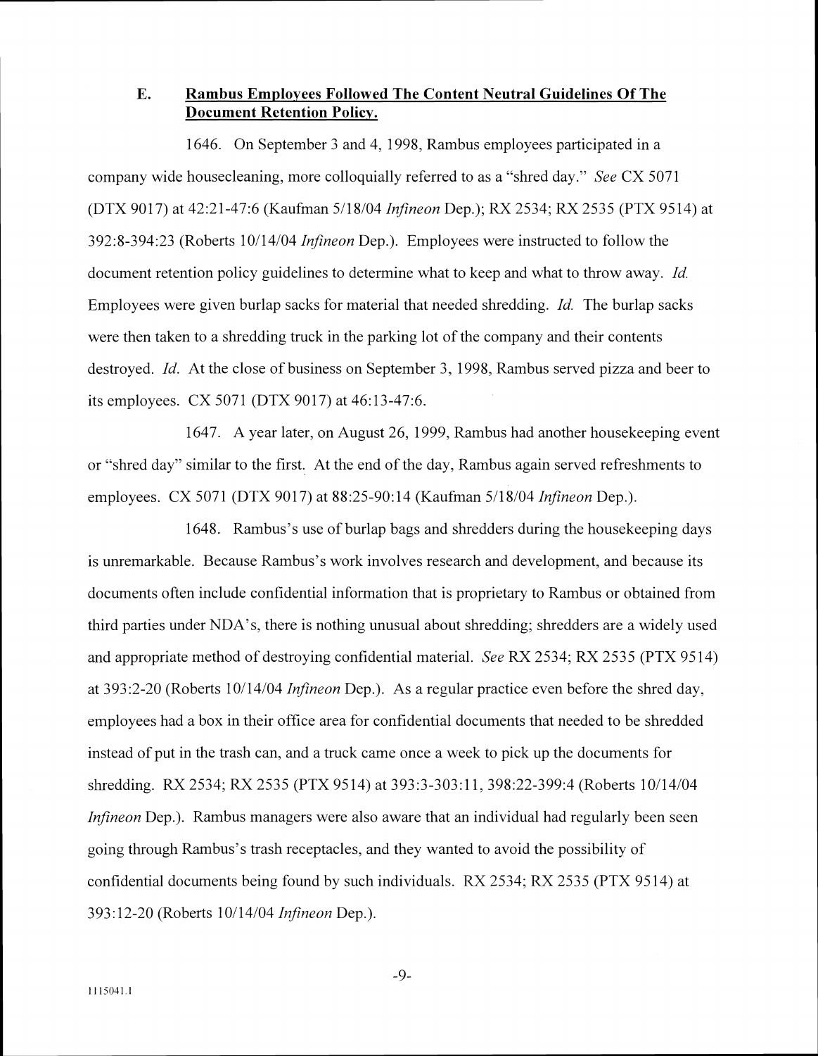## E. Rambus Employees Followed The Content Neutral Guidelines Of The Document Retention Policy.

1646. On September 3 and 4, 1998, Rambus employees participated in a company wide housecleaning, more colloquially referred to as a "shred day." *See* CX 5071 (DTX 9017) at 42:21-47:6 (Kaufman 5/18/04 *Infineon* Dep.); RX 2534; RX 2535 (PTX 9514) at 392:8-394:23 (Roberts 10/14/04 *Infineon* Dep.). Employees were instructed to follow the document retention policy guidelines to determine what to keep and what to throw away. *Id.* Employees were given burlap sacks for material that needed shredding. *Id.* The burlap sacks were then taken to a shredding truck in the parking lot of the company and their contents destroyed. *Id.* At the close of business on September 3, 1998, Rambus served pizza and beer to its employees. CX 5071 (DTX 9017) at 46:13-47:6.

1647. A year later, on August 26, 1999, Rambus had another housekeeping event or "shred day" similar to the first. At the end of the day, Rambus again served refreshments to employees. CX 5071 (DTX 9017) at 88:25-90:14 (Kaufman 5/18/04 *Infineon* Dep.).

1648. Rambus's use of burlap bags and shredders during the housekeeping days is unremarkable. Because Rambus's work involves research and development, and because its documents often include confidential information that is proprietary to Rambus or obtained from third parties under NDA's, there is nothing unusual about shredding; shredders are a widely used and appropriate method of destroying confidential material. *See* RX 2534; RX 2535 (PTX 9514) at 393:2-20 (Roberts 10/14/04 *Infineon* Dep.). As a regular practice even before the shred day, employees had a box in their office area for confidential documents that needed to be shredded instead of put in the trash can, and a truck came once a week to pick up the documents for shredding. RX 2534; RX 2535 (PTX 9514) at 393:3-303:11, 398:22-399:4 (Roberts 10/14/04 *Infineon* Dep.). Rambus managers were also aware that an individual had regularly been seen going through Rambus's trash receptacles, and they wanted to avoid the possibility of confidential documents being found by such individuals. RX 2534; RX 2535 (PTX 9514) at 393:12-20 (Roberts 10/14/04 *Infineon* Dep.).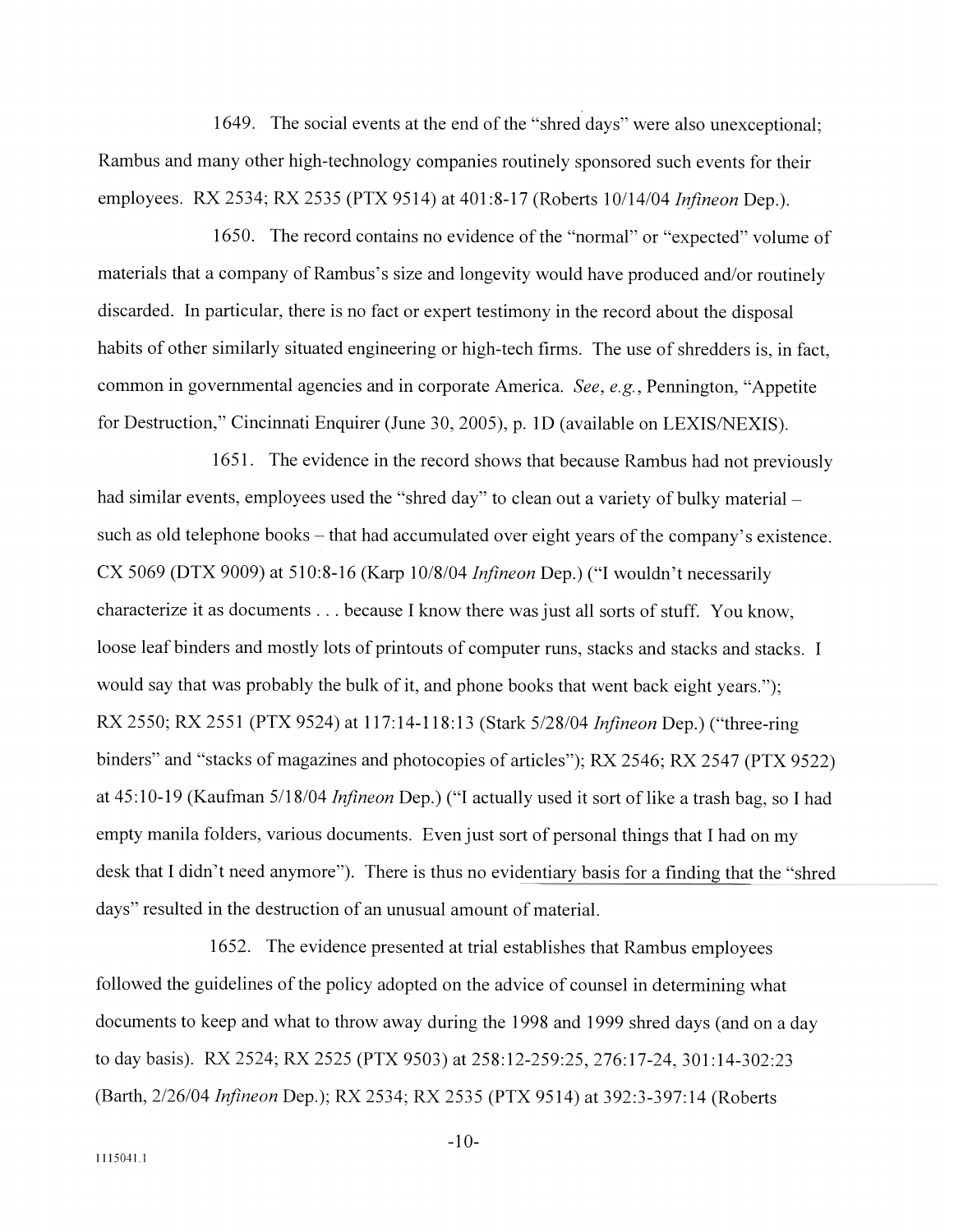1649. The social events at the end of the "shred days" were also unexceptional; Rambus and many other high-technology companies routinely sponsored such events for their employees. RX 2534; RX 2535 (PTX 9514) at 401:8-17 (Roberts 10/14/04 *Infineon* Dep.).

1650. The record contains no evidence of the "normal" or "expected" volume of materials that a company of Rambus's size and longevity would have produced and/or routinely discarded. In particular, there is no fact or expert testimony in the record about the disposal habits of other similarly situated engineering or high-tech firms. The use of shredders is, in fact, common in governmental agencies and in corporate America. *See, e.g.*, Pennington, "Appetite for Destruction," Cincinnati Enquirer (June 30, 2005), p. 1D (available on LEXIS/NEXIS).

1651. The evidence in the record shows that because Rambus had not previously had similar events, employees used the "shred day" to clean out a variety of bulky material – such as old telephone books – that had accumulated over eight years of the company's existence. CX 5069 (DTX 9009) at 510:8-16 (Karp 10/8/04 *Infineon* Dep.) ("I wouldn't necessarily characterize it as documents . . . because I know there was just all sorts of stuff. You know, loose leaf binders and mostly lots of printouts of computer runs, stacks and stacks and stacks. I would say that was probably the bulk of it, and phone books that went back eight years."); RX 2550; RX 2551 (PTX 9524) at 117:14-118:13 (Stark 5/28/04 *Infineon* Dep.) ("three-ring binders" and "stacks of magazines and photocopies of articles"); RX 2546; RX 2547 (PTX 9522) at 45:10-19 (Kaufman 5/18/04 *Infineon* Dep.) ("I actually used it sort of like a trash bag, so I had empty manila folders, various documents. Even just sort of personal things that I had on my desk that I didn't need anymore"). There is thus no evidentiary basis for a finding that the "shred days" resulted in the destruction of an unusual amount of material.

1652. The evidence presented at trial establishes that Rambus employees followed the guidelines of the policy adopted on the advice of counsel in determining what documents to keep and what to throw away during the 1998 and 1999 shred days (and on a day to day basis). RX 2524; RX 2525 (PTX 9503) at 258:12-259:25, 276:17-24, 301:14-302:23 (Barth, 2/26/04 *Infineon* Dep.); RX 2534; RX 2535 (PTX 9514) at 392:3-397:14 (Roberts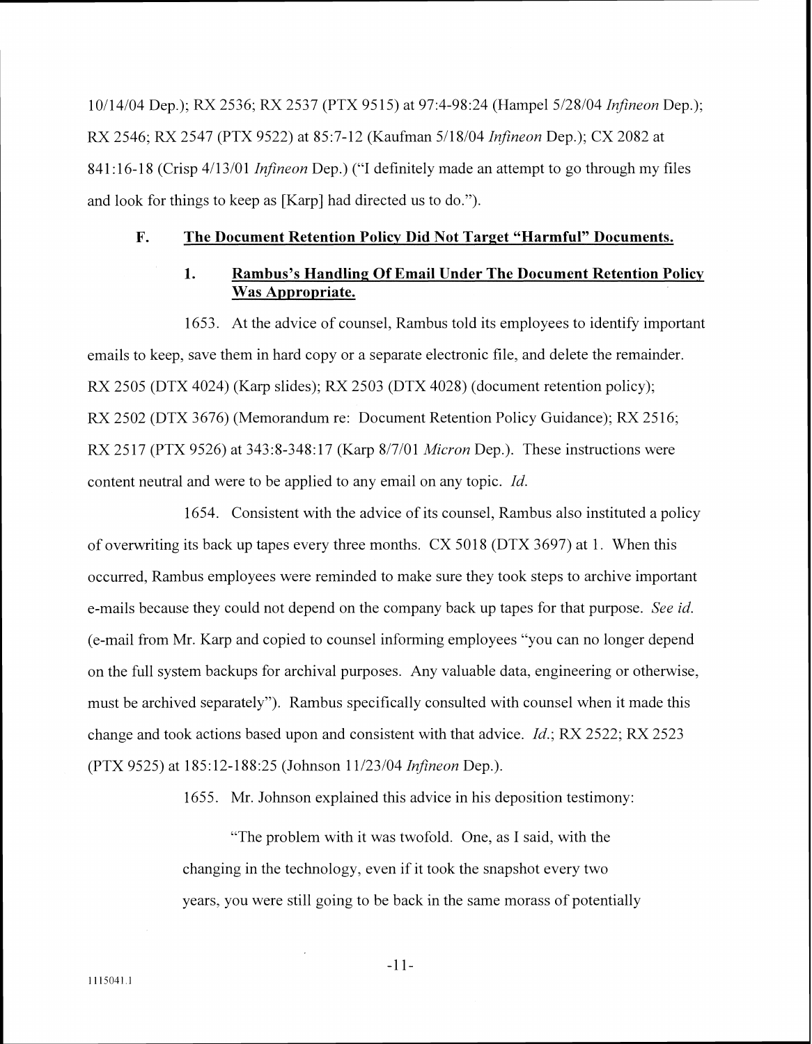10/14/04 Dep.); RX 2536; RX 2537 (PTX 9515) at 97:4-98:24 (Hampel 5/28/04 *Infineon* Dep.); RX 2546; RX 2547 (PTX 9522) at 85:7-12 (Kaufman 5/18/04 *Infineon* Dep.); CX 2082 at 841:16-18 (Crisp 4/13/01 *Infineon* Dep.) ("I definitely made an attempt to go through my files and look for things to keep as [Karp] had directed us to do.").

### F. The Document Retention Policy Did Not Target "Harmful" Documents.

#### 1. Rambus's Handling Of Email Under The Document Retention Policy Was Appropriate.

1653. At the advice of counsel, Rambus told its employees to identify important emails to keep, save them in hard copy or a separate electronic file, and delete the remainder. RX 2505 (DTX 4024) (Karp slides); RX 2503 (DTX 4028) (document retention policy); RX 2502 (DTX 3676) (Memorandum re: Document Retention Policy Guidance); RX 2516; RX 2517 (PTX 9526) at 343:8-348:17 (Karp 8/7/01 *Micron* Dep.). These instructions were content neutral and were to be applied to any email on any topic. *Id.*

1654. Consistent with the advice of its counsel, Rambus also instituted a policy of overwriting its back up tapes every three months. CX 5018 (DTX 3697) at 1. When this occurred, Rambus employees were reminded to make sure they took steps to archive important e-mails because they could not depend on the company back up tapes for that purpose. *See id.* (e-mail from Mr. Karp and copied to counsel informing employees "you can no longer depend on the full system backups for archival purposes. Any valuable data, engineering or otherwise, must be archived separately"). Rambus specifically consulted with counsel when it made this change and took actions based upon and consistent with that advice. *Id.*; RX 2522; RX 2523 (PTX 9525) at 185:12-188:25 (Johnson 11/23/04 *Infineon* Dep.).

1655. Mr. Johnson explained this advice in his deposition testimony:

> "The problem with it was twofold. One, as I said, with the changing in the technology, even if it took the snapshot every two years, you were still going to be back in the same morass of potentially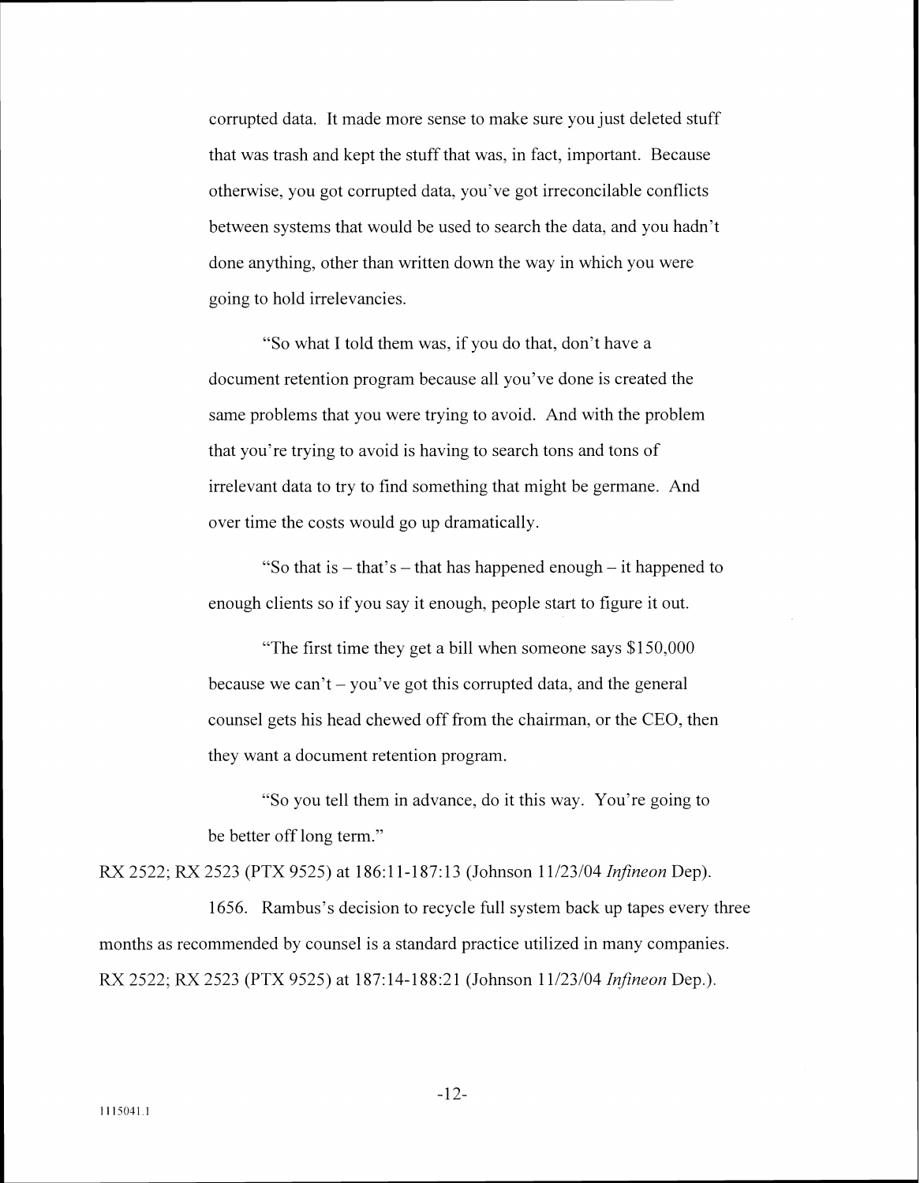corrupted data. It made more sense to make sure you just deleted stuff that was trash and kept the stuff that was, in fact, important. Because otherwise, you got corrupted data, you've got irreconcilable conflicts between systems that would be used to search the data, and you hadn't done anything, other than written down the way in which you were going to hold irrelevancies.

"So what I told them was, if you do that, don't have a document retention program because all you've done is created the same problems that you were trying to avoid. And with the problem that you're trying to avoid is having to search tons and tons of irrelevant data to try to find something that might be germane. And over time the costs would go up dramatically.

"So that is – that's – that has happened enough – it happened to enough clients so if you say it enough, people start to figure it out.

"The first time they get a bill when someone says $150,000 because we can't – you've got this corrupted data, and the general counsel gets his head chewed off from the chairman, or the CEO, then they want a document retention program.

"So you tell them in advance, do it this way. You're going to be better off long term."

RX 2522; RX 2523 (PTX 9525) at 186:11-187:13 (Johnson 11/23/04 *Infineon* Dep).

1656. Rambus's decision to recycle full system back up tapes every three months as recommended by counsel is a standard practice utilized in many companies. RX 2522; RX 2523 (PTX 9525) at 187:14-188:21 (Johnson 11/23/04 *Infineon* Dep.).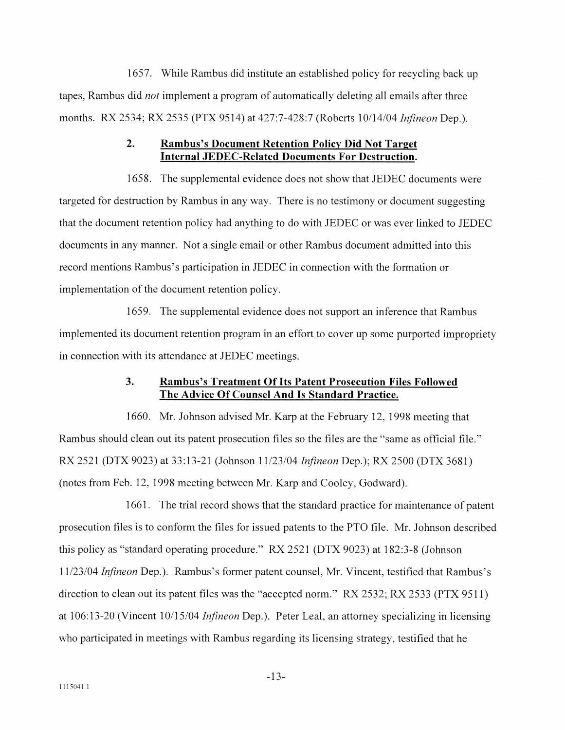1657. While Rambus did institute an established policy for recycling back up tapes, Rambus did *not* implement a program of automatically deleting all emails after three months. RX 2534; RX 2535 (PTX 9514) at 427:7-428:7 (Roberts 10/14/04 *Infineon* Dep.).

### 2. Rambus's Document Retention Policy Did Not Target Internal JEDEC-Related Documents For Destruction.

1658. The supplemental evidence does not show that JEDEC documents were targeted for destruction by Rambus in any way. There is no testimony or document suggesting that the document retention policy had anything to do with JEDEC or was ever linked to JEDEC documents in any manner. Not a single email or other Rambus document admitted into this record mentions Rambus's participation in JEDEC in connection with the formation or implementation of the document retention policy.

1659. The supplemental evidence does not support an inference that Rambus implemented its document retention program in an effort to cover up some purported impropriety in connection with its attendance at JEDEC meetings.

### 3. Rambus's Treatment Of Its Patent Prosecution Files Followed The Advice Of Counsel And Is Standard Practice.

1660. Mr. Johnson advised Mr. Karp at the February 12, 1998 meeting that Rambus should clean out its patent prosecution files so the files are the "same as official file." RX 2521 (DTX 9023) at 33:13-21 (Johnson 11/23/04 *Infineon* Dep.); RX 2500 (DTX 3681) (notes from Feb. 12, 1998 meeting between Mr. Karp and Cooley, Godward).

1661. The trial record shows that the standard practice for maintenance of patent prosecution files is to conform the files for issued patents to the PTO file. Mr. Johnson described this policy as "standard operating procedure." RX 2521 (DTX 9023) at 182:3-8 (Johnson 11/23/04 *Infineon* Dep.). Rambus's former patent counsel, Mr. Vincent, testified that Rambus's direction to clean out its patent files was the "accepted norm." RX 2532; RX 2533 (PTX 9511) at 106:13-20 (Vincent 10/15/04 *Infineon* Dep.). Peter Leal, an attorney specializing in licensing who participated in meetings with Rambus regarding its licensing strategy, testified that he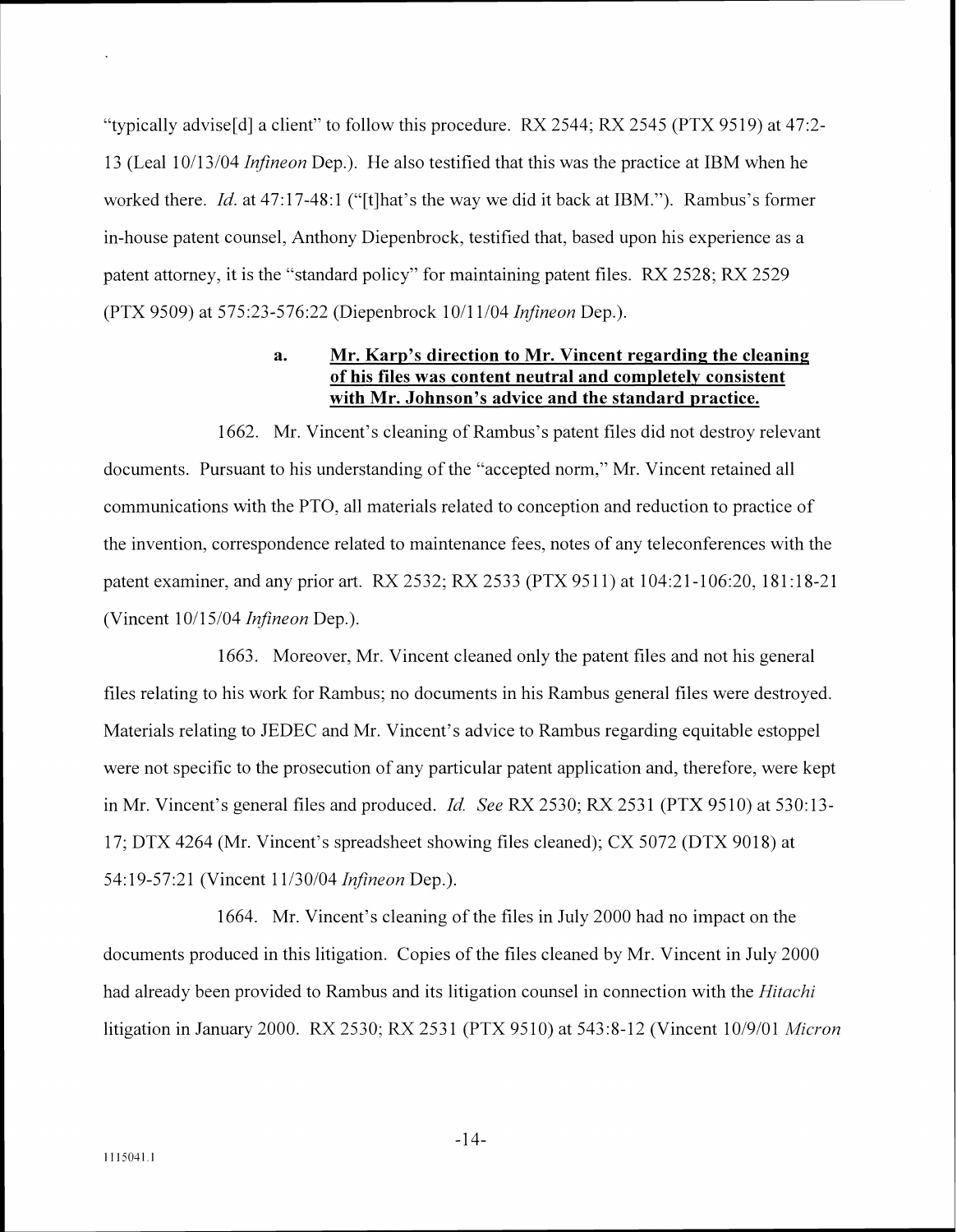"typically advise[d] a client" to follow this procedure. RX 2544; RX 2545 (PTX 9519) at 47:2-13 (Leal 10/13/04 *Infineon* Dep.). He also testified that this was the practice at IBM when he worked there. *Id.* at 47:17-48:1 ("[t]hat's the way we did it back at IBM."). Rambus's former in-house patent counsel, Anthony Diepenbrock, testified that, based upon his experience as a patent attorney, it is the "standard policy" for maintaining patent files. RX 2528; RX 2529 (PTX 9509) at 575:23-576:22 (Diepenbrock 10/11/04 *Infineon* Dep.).

#### a. Mr. Karp's direction to Mr. Vincent regarding the cleaning of his files was content neutral and completely consistent with Mr. Johnson's advice and the standard practice.

1662. Mr. Vincent's cleaning of Rambus's patent files did not destroy relevant documents. Pursuant to his understanding of the "accepted norm," Mr. Vincent retained all communications with the PTO, all materials related to conception and reduction to practice of the invention, correspondence related to maintenance fees, notes of any teleconferences with the patent examiner, and any prior art. RX 2532; RX 2533 (PTX 9511) at 104:21-106:20, 181:18-21 (Vincent 10/15/04 *Infineon* Dep.).

1663. Moreover, Mr. Vincent cleaned only the patent files and not his general files relating to his work for Rambus; no documents in his Rambus general files were destroyed. Materials relating to JEDEC and Mr. Vincent's advice to Rambus regarding equitable estoppel were not specific to the prosecution of any particular patent application and, therefore, were kept in Mr. Vincent's general files and produced. *Id. See* RX 2530; RX 2531 (PTX 9510) at 530:13-17; DTX 4264 (Mr. Vincent's spreadsheet showing files cleaned); CX 5072 (DTX 9018) at 54:19-57:21 (Vincent 11/30/04 *Infineon* Dep.).

1664. Mr. Vincent's cleaning of the files in July 2000 had no impact on the documents produced in this litigation. Copies of the files cleaned by Mr. Vincent in July 2000 had already been provided to Rambus and its litigation counsel in connection with the *Hitachi* litigation in January 2000. RX 2530; RX 2531 (PTX 9510) at 543:8-12 (Vincent 10/9/01 *Micron*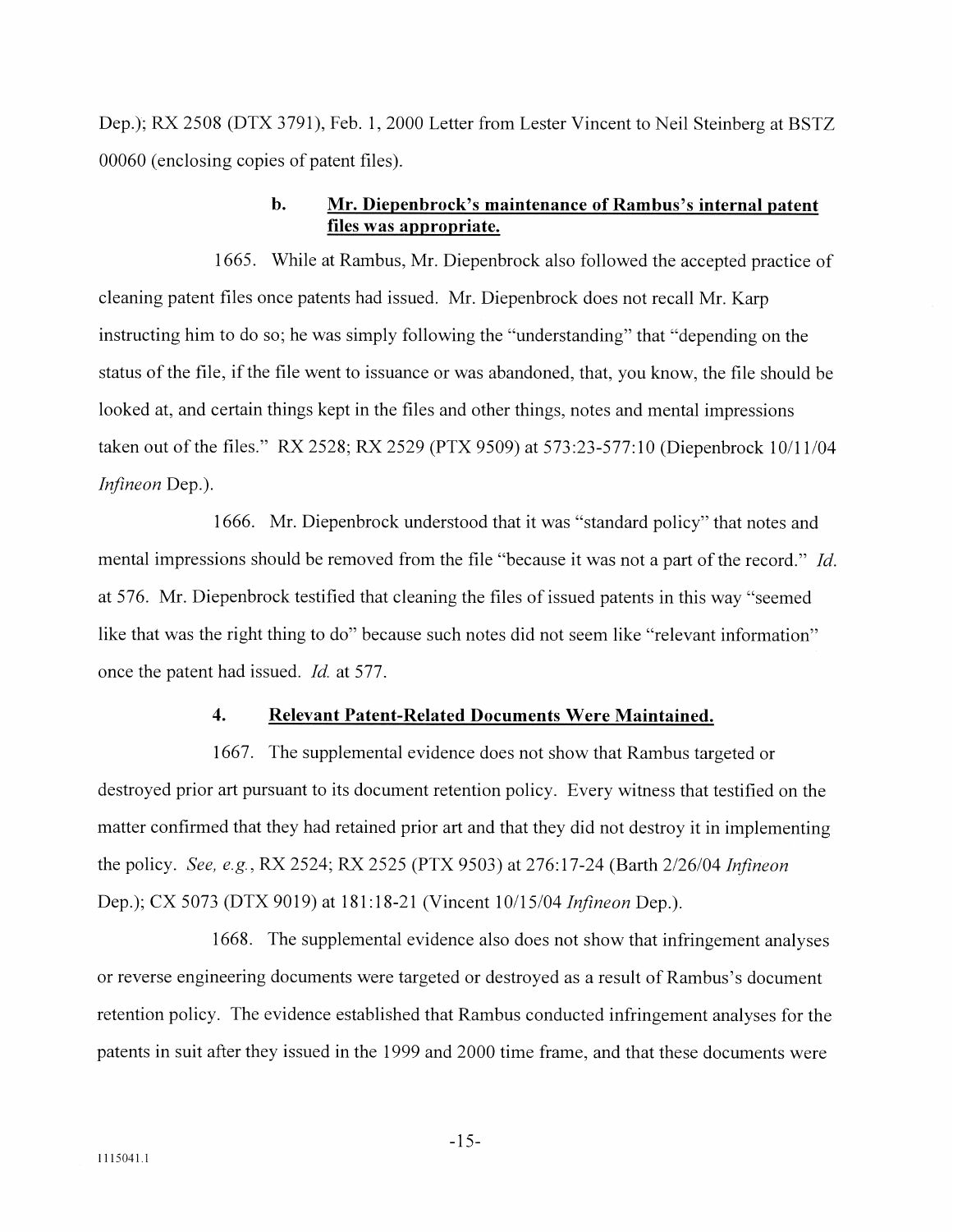Dep.); RX 2508 (DTX 3791), Feb. 1, 2000 Letter from Lester Vincent to Neil Steinberg at BSTZ 00060 (enclosing copies of patent files).

### b. Mr. Diepenbrock's maintenance of Rambus's internal patent files was appropriate.

1665. While at Rambus, Mr. Diepenbrock also followed the accepted practice of cleaning patent files once patents had issued. Mr. Diepenbrock does not recall Mr. Karp instructing him to do so; he was simply following the "understanding" that "depending on the status of the file, if the file went to issuance or was abandoned, that, you know, the file should be looked at, and certain things kept in the files and other things, notes and mental impressions taken out of the files." RX 2528; RX 2529 (PTX 9509) at 573:23-577:10 (Diepenbrock 10/11/04 *Infineon* Dep.).

1666. Mr. Diepenbrock understood that it was "standard policy" that notes and mental impressions should be removed from the file "because it was not a part of the record." *Id.* at 576. Mr. Diepenbrock testified that cleaning the files of issued patents in this way "seemed like that was the right thing to do" because such notes did not seem like "relevant information" once the patent had issued. *Id.* at 577.

### 4. Relevant Patent-Related Documents Were Maintained.

1667. The supplemental evidence does not show that Rambus targeted or destroyed prior art pursuant to its document retention policy. Every witness that testified on the matter confirmed that they had retained prior art and that they did not destroy it in implementing the policy. *See, e.g.*, RX 2524; RX 2525 (PTX 9503) at 276:17-24 (Barth 2/26/04 *Infineon* Dep.); CX 5073 (DTX 9019) at 181:18-21 (Vincent 10/15/04 *Infineon* Dep.).

1668. The supplemental evidence also does not show that infringement analyses or reverse engineering documents were targeted or destroyed as a result of Rambus's document retention policy. The evidence established that Rambus conducted infringement analyses for the patents in suit after they issued in the 1999 and 2000 time frame, and that these documents were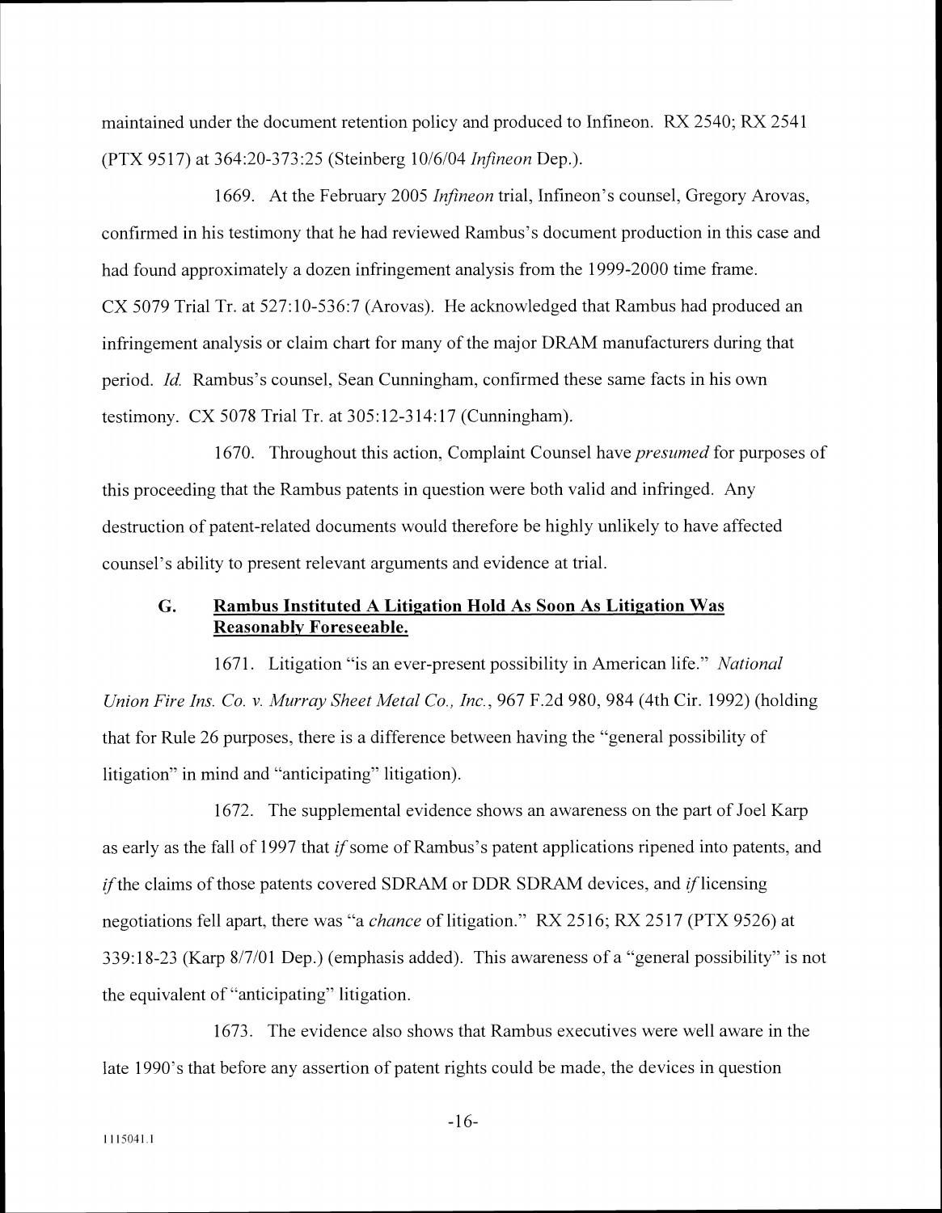maintained under the document retention policy and produced to Infineon. RX 2540; RX 2541 (PTX 9517) at 364:20-373:25 (Steinberg 10/6/04 *Infineon* Dep.).

1669. At the February 2005 *Infineon* trial, Infineon's counsel, Gregory Arovas, confirmed in his testimony that he had reviewed Rambus's document production in this case and had found approximately a dozen infringement analysis from the 1999-2000 time frame. CX 5079 Trial Tr. at 527:10-536:7 (Arovas). He acknowledged that Rambus had produced an infringement analysis or claim chart for many of the major DRAM manufacturers during that period. *Id.* Rambus's counsel, Sean Cunningham, confirmed these same facts in his own testimony. CX 5078 Trial Tr. at 305:12-314:17 (Cunningham).

1670. Throughout this action, Complaint Counsel have *presumed* for purposes of this proceeding that the Rambus patents in question were both valid and infringed. Any destruction of patent-related documents would therefore be highly unlikely to have affected counsel's ability to present relevant arguments and evidence at trial.

### G. <u>Rambus Instituted A Litigation Hold As Soon As Litigation Was Reasonably Foreseeable.</u>

1671. Litigation "is an ever-present possibility in American life." *National Union Fire Ins. Co. v. Murray Sheet Metal Co., Inc.*, 967 F.2d 980, 984 (4th Cir. 1992) (holding that for Rule 26 purposes, there is a difference between having the "general possibility of litigation" in mind and "anticipating" litigation).

1672. The supplemental evidence shows an awareness on the part of Joel Karp as early as the fall of 1997 that *if* some of Rambus's patent applications ripened into patents, and *if* the claims of those patents covered SDRAM or DDR SDRAM devices, and *if* licensing negotiations fell apart, there was "a *chance* of litigation." RX 2516; RX 2517 (PTX 9526) at 339:18-23 (Karp 8/7/01 Dep.) (emphasis added). This awareness of a "general possibility" is not the equivalent of "anticipating" litigation.

1673. The evidence also shows that Rambus executives were well aware in the late 1990's that before any assertion of patent rights could be made, the devices in question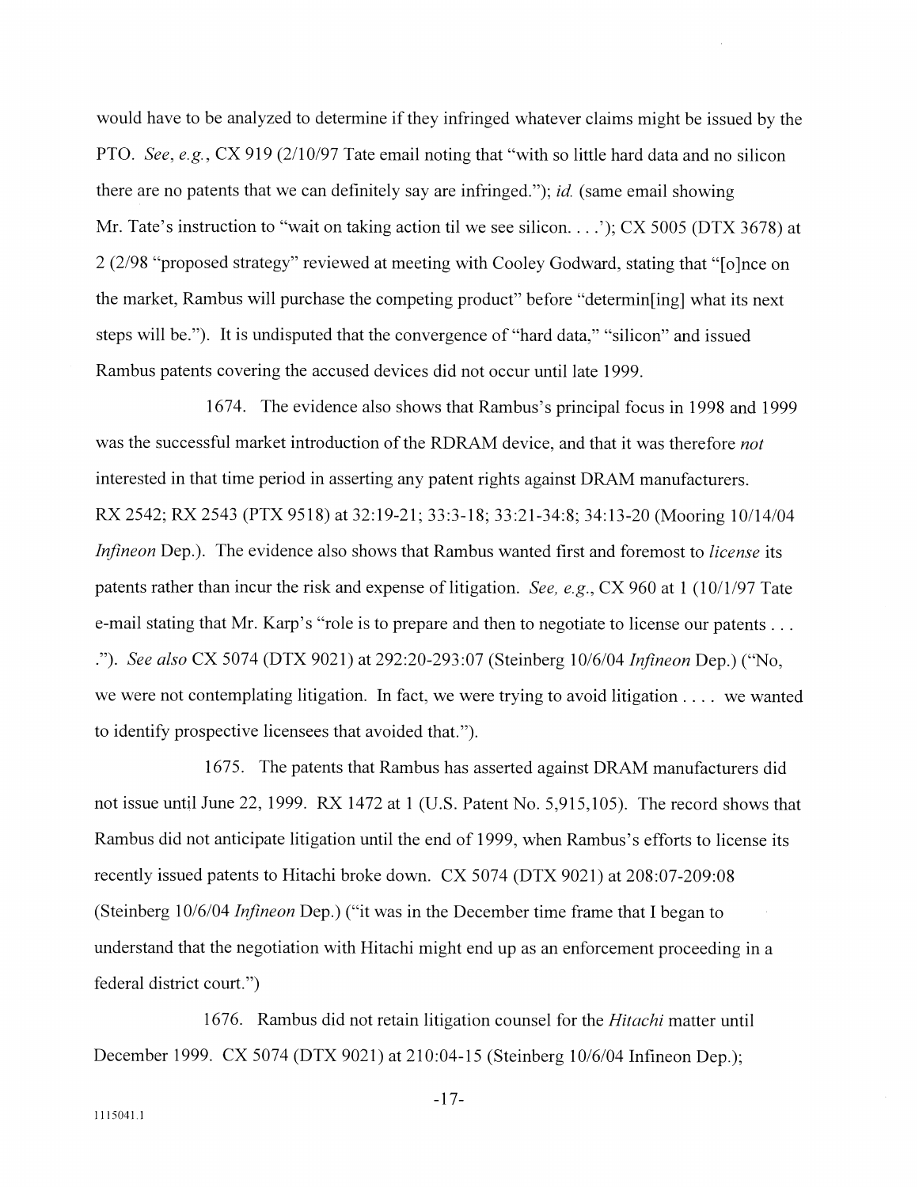would have to be analyzed to determine if they infringed whatever claims might be issued by the PTO. *See, e.g.*, CX 919 (2/10/97 Tate email noting that "with so little hard data and no silicon there are no patents that we can definitely say are infringed."); *id.* (same email showing Mr. Tate's instruction to "wait on taking action til we see silicon. . . .'); CX 5005 (DTX 3678) at 2 (2/98 "proposed strategy" reviewed at meeting with Cooley Godward, stating that "[o]nce on the market, Rambus will purchase the competing product" before "determin[ing] what its next steps will be."). It is undisputed that the convergence of "hard data," "silicon" and issued Rambus patents covering the accused devices did not occur until late 1999.

1674. The evidence also shows that Rambus's principal focus in 1998 and 1999 was the successful market introduction of the RDRAM device, and that it was therefore *not* interested in that time period in asserting any patent rights against DRAM manufacturers. RX 2542; RX 2543 (PTX 9518) at 32:19-21; 33:3-18; 33:21-34:8; 34:13-20 (Mooring 10/14/04 *Infineon* Dep.). The evidence also shows that Rambus wanted first and foremost to *license* its patents rather than incur the risk and expense of litigation. *See, e.g.*, CX 960 at 1 (10/1/97 Tate e-mail stating that Mr. Karp's "role is to prepare and then to negotiate to license our patents . . . ."). *See also* CX 5074 (DTX 9021) at 292:20-293:07 (Steinberg 10/6/04 *Infineon* Dep.) ("No, we were not contemplating litigation. In fact, we were trying to avoid litigation . . . . we wanted to identify prospective licensees that avoided that.").

1675. The patents that Rambus has asserted against DRAM manufacturers did not issue until June 22, 1999. RX 1472 at 1 (U.S. Patent No. 5,915,105). The record shows that Rambus did not anticipate litigation until the end of 1999, when Rambus's efforts to license its recently issued patents to Hitachi broke down. CX 5074 (DTX 9021) at 208:07-209:08 (Steinberg 10/6/04 *Infineon* Dep.) ("it was in the December time frame that I began to understand that the negotiation with Hitachi might end up as an enforcement proceeding in a federal district court.")

1676. Rambus did not retain litigation counsel for the *Hitachi* matter until December 1999. CX 5074 (DTX 9021) at 210:04-15 (Steinberg 10/6/04 Infineon Dep.);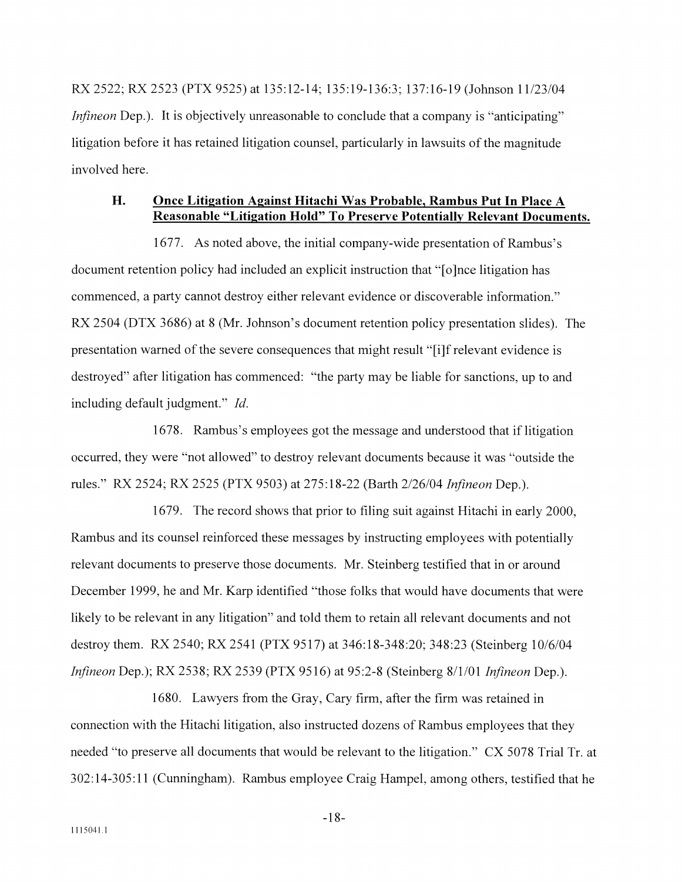RX 2522; RX 2523 (PTX 9525) at 135:12-14; 135:19-136:3; 137:16-19 (Johnson 11/23/04 *Infineon* Dep.). It is objectively unreasonable to conclude that a company is "anticipating" litigation before it has retained litigation counsel, particularly in lawsuits of the magnitude involved here.

### H. Once Litigation Against Hitachi Was Probable, Rambus Put In Place A Reasonable "Litigation Hold" To Preserve Potentially Relevant Documents.

1677. As noted above, the initial company-wide presentation of Rambus's document retention policy had included an explicit instruction that "[o]nce litigation has commenced, a party cannot destroy either relevant evidence or discoverable information." RX 2504 (DTX 3686) at 8 (Mr. Johnson's document retention policy presentation slides). The presentation warned of the severe consequences that might result "[i]f relevant evidence is destroyed" after litigation has commenced: "the party may be liable for sanctions, up to and including default judgment." *Id.*

1678. Rambus's employees got the message and understood that if litigation occurred, they were "not allowed" to destroy relevant documents because it was "outside the rules." RX 2524; RX 2525 (PTX 9503) at 275:18-22 (Barth 2/26/04 *Infineon* Dep.).

1679. The record shows that prior to filing suit against Hitachi in early 2000, Rambus and its counsel reinforced these messages by instructing employees with potentially relevant documents to preserve those documents. Mr. Steinberg testified that in or around December 1999, he and Mr. Karp identified "those folks that would have documents that were likely to be relevant in any litigation" and told them to retain all relevant documents and not destroy them. RX 2540; RX 2541 (PTX 9517) at 346:18-348:20; 348:23 (Steinberg 10/6/04 *Infineon* Dep.); RX 2538; RX 2539 (PTX 9516) at 95:2-8 (Steinberg 8/1/01 *Infineon* Dep.).

1680. Lawyers from the Gray, Cary firm, after the firm was retained in connection with the Hitachi litigation, also instructed dozens of Rambus employees that they needed "to preserve all documents that would be relevant to the litigation." CX 5078 Trial Tr. at 302:14-305:11 (Cunningham). Rambus employee Craig Hampel, among others, testified that he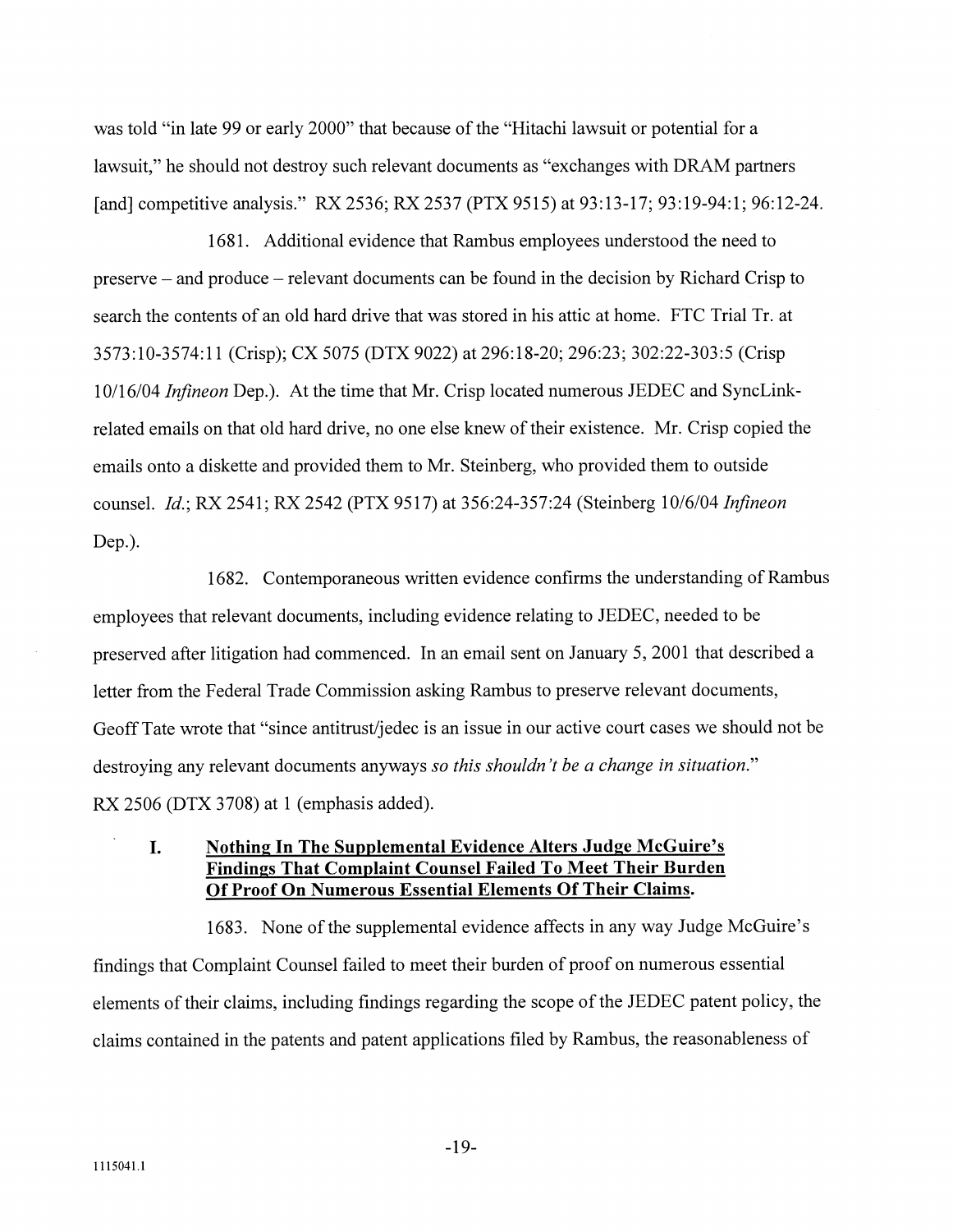was told "in late 99 or early 2000" that because of the "Hitachi lawsuit or potential for a lawsuit," he should not destroy such relevant documents as "exchanges with DRAM partners [and] competitive analysis." RX 2536; RX 2537 (PTX 9515) at 93:13-17; 93:19-94:1; 96:12-24.

1681. Additional evidence that Rambus employees understood the need to preserve – and produce – relevant documents can be found in the decision by Richard Crisp to search the contents of an old hard drive that was stored in his attic at home. FTC Trial Tr. at 3573:10-3574:11 (Crisp); CX 5075 (DTX 9022) at 296:18-20; 296:23; 302:22-303:5 (Crisp 10/16/04 *Infineon* Dep.). At the time that Mr. Crisp located numerous JEDEC and SyncLink-related emails on that old hard drive, no one else knew of their existence. Mr. Crisp copied the emails onto a diskette and provided them to Mr. Steinberg, who provided them to outside counsel. *Id.*; RX 2541; RX 2542 (PTX 9517) at 356:24-357:24 (Steinberg 10/6/04 *Infineon* Dep.).

1682. Contemporaneous written evidence confirms the understanding of Rambus employees that relevant documents, including evidence relating to JEDEC, needed to be preserved after litigation had commenced. In an email sent on January 5, 2001 that described a letter from the Federal Trade Commission asking Rambus to preserve relevant documents, Geoff Tate wrote that "since antitrust/jedec is an issue in our active court cases we should not be destroying any relevant documents anyways *so this shouldn't be a change in situation.*" RX 2506 (DTX 3708) at 1 (emphasis added).

## I. Nothing In The Supplemental Evidence Alters Judge McGuire's Findings That Complaint Counsel Failed To Meet Their Burden Of Proof On Numerous Essential Elements Of Their Claims.

1683. None of the supplemental evidence affects in any way Judge McGuire's findings that Complaint Counsel failed to meet their burden of proof on numerous essential elements of their claims, including findings regarding the scope of the JEDEC patent policy, the claims contained in the patents and patent applications filed by Rambus, the reasonableness of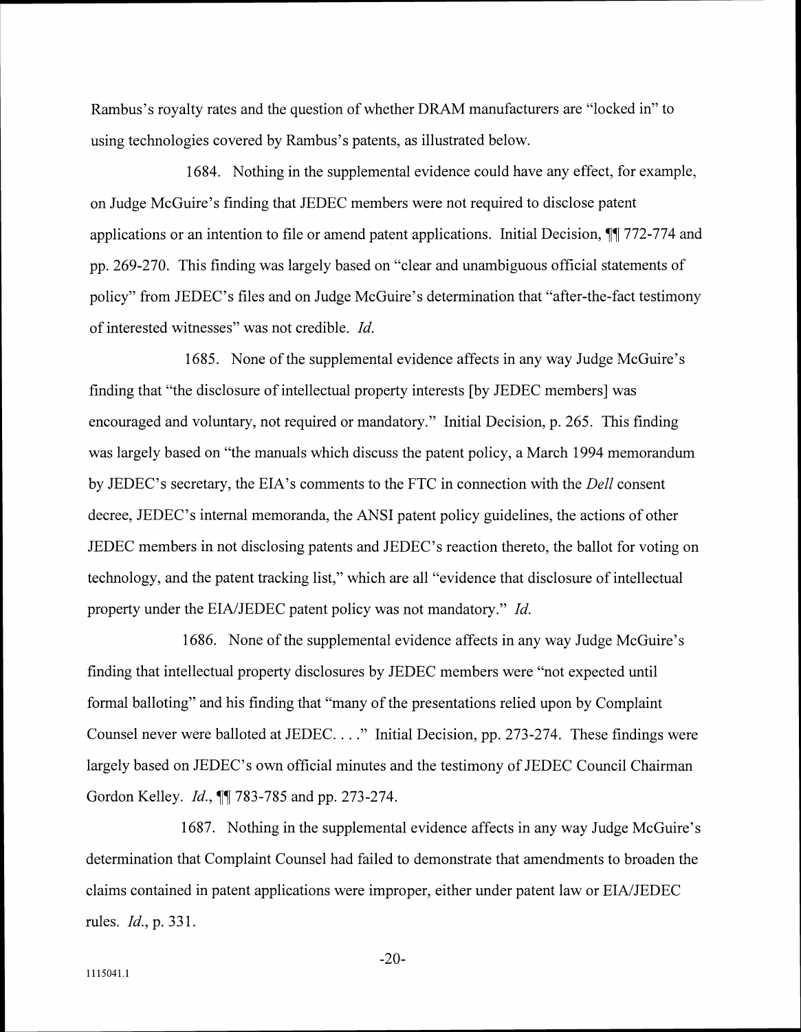Rambus's royalty rates and the question of whether DRAM manufacturers are "locked in" to using technologies covered by Rambus's patents, as illustrated below.

1684. Nothing in the supplemental evidence could have any effect, for example, on Judge McGuire's finding that JEDEC members were not required to disclose patent applications or an intention to file or amend patent applications. Initial Decision, ¶¶ 772-774 and pp. 269-270. This finding was largely based on "clear and unambiguous official statements of policy" from JEDEC's files and on Judge McGuire's determination that "after-the-fact testimony of interested witnesses" was not credible. *Id.*

1685. None of the supplemental evidence affects in any way Judge McGuire's finding that "the disclosure of intellectual property interests [by JEDEC members] was encouraged and voluntary, not required or mandatory." Initial Decision, p. 265. This finding was largely based on "the manuals which discuss the patent policy, a March 1994 memorandum by JEDEC's secretary, the EIA's comments to the FTC in connection with the *Dell* consent decree, JEDEC's internal memoranda, the ANSI patent policy guidelines, the actions of other JEDEC members in not disclosing patents and JEDEC's reaction thereto, the ballot for voting on technology, and the patent tracking list," which are all "evidence that disclosure of intellectual property under the EIA/JEDEC patent policy was not mandatory." *Id.*

1686. None of the supplemental evidence affects in any way Judge McGuire's finding that intellectual property disclosures by JEDEC members were "not expected until formal balloting" and his finding that "many of the presentations relied upon by Complaint Counsel never were balloted at JEDEC. . . ." Initial Decision, pp. 273-274. These findings were largely based on JEDEC's own official minutes and the testimony of JEDEC Council Chairman Gordon Kelley. *Id.*, ¶¶ 783-785 and pp. 273-274.

1687. Nothing in the supplemental evidence affects in any way Judge McGuire's determination that Complaint Counsel had failed to demonstrate that amendments to broaden the claims contained in patent applications were improper, either under patent law or EIA/JEDEC rules. *Id.*, p. 331.

1115041.1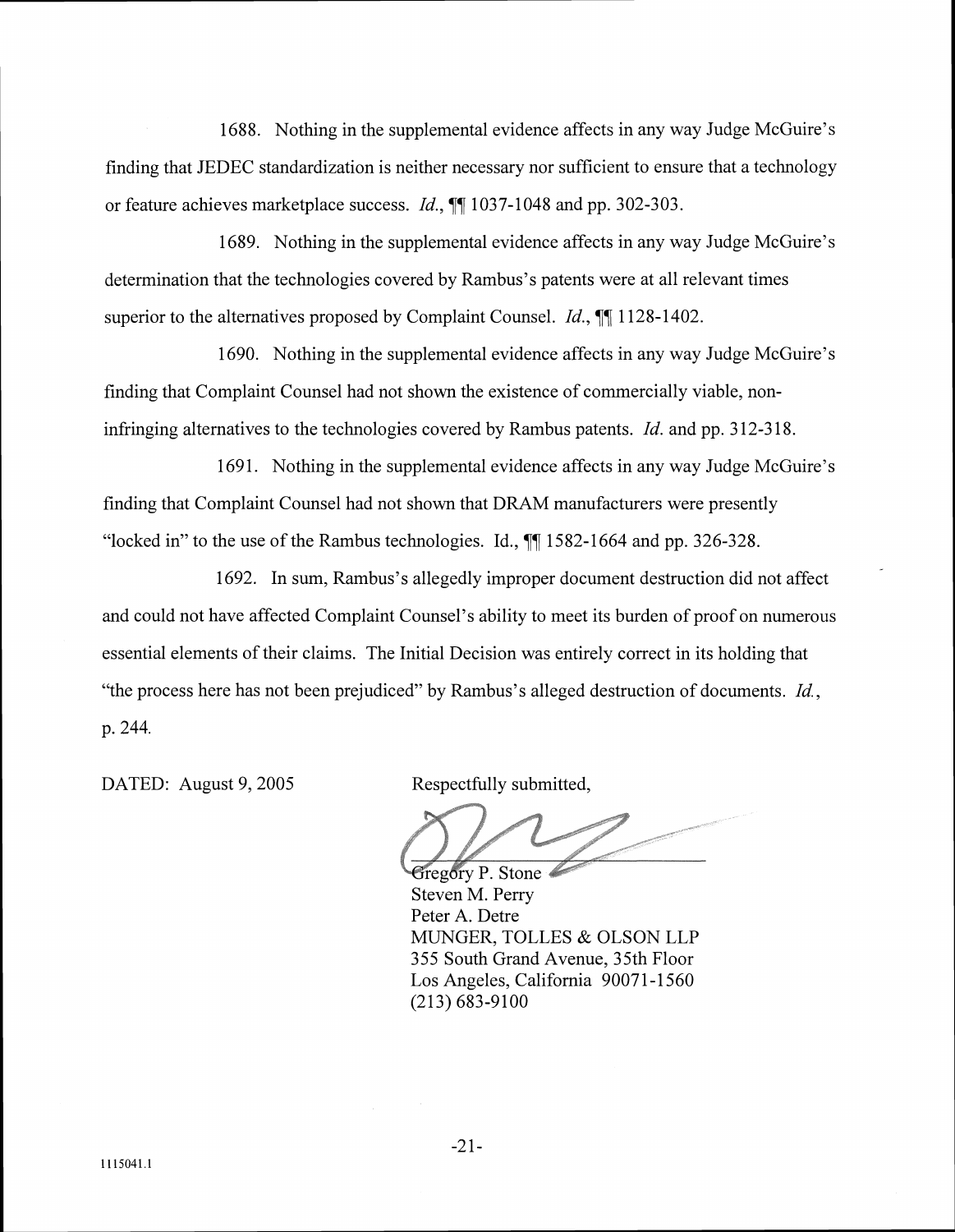1688. Nothing in the supplemental evidence affects in any way Judge McGuire's finding that JEDEC standardization is neither necessary nor sufficient to ensure that a technology or feature achieves marketplace success. *Id.*, ¶¶ 1037-1048 and pp. 302-303.

1689. Nothing in the supplemental evidence affects in any way Judge McGuire's determination that the technologies covered by Rambus's patents were at all relevant times superior to the alternatives proposed by Complaint Counsel. *Id.*, ¶¶ 1128-1402.

1690. Nothing in the supplemental evidence affects in any way Judge McGuire's finding that Complaint Counsel had not shown the existence of commercially viable, non-infringing alternatives to the technologies covered by Rambus patents. *Id.* and pp. 312-318.

1691. Nothing in the supplemental evidence affects in any way Judge McGuire's finding that Complaint Counsel had not shown that DRAM manufacturers were presently "locked in" to the use of the Rambus technologies. Id., ¶¶ 1582-1664 and pp. 326-328.

1692. In sum, Rambus's allegedly improper document destruction did not affect and could not have affected Complaint Counsel's ability to meet its burden of proof on numerous essential elements of their claims. The Initial Decision was entirely correct in its holding that "the process here has not been prejudiced" by Rambus's alleged destruction of documents. *Id.*, p. 244.

DATED: August 9, 2005

Respectfully submitted,

Gregory P. Stone
Steven M. Perry
Peter A. Detre
MUNGER, TOLLES & OLSON LLP
355 South Grand Avenue, 35th Floor
Los Angeles, California 90071-1560
(213) 683-9100

1115041.1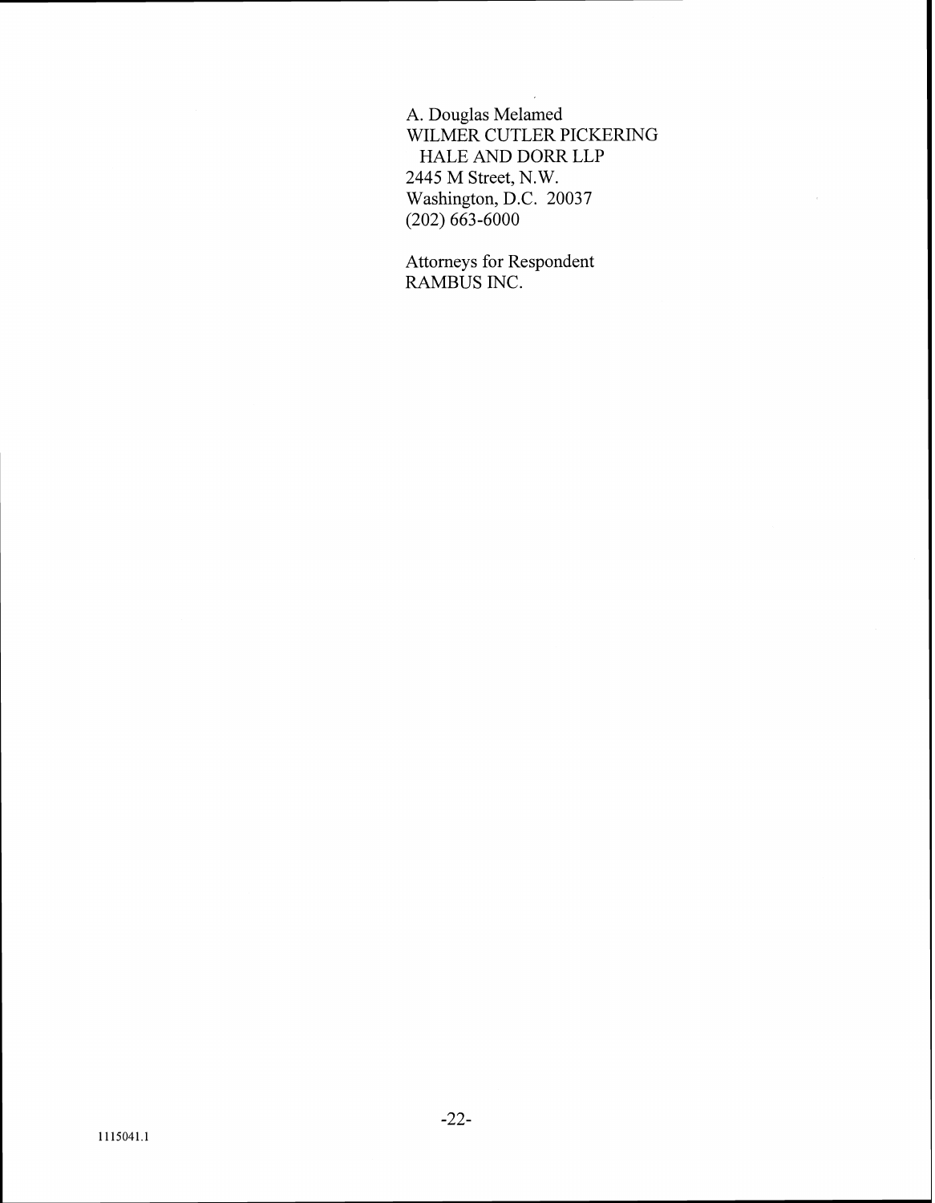A. Douglas Melamed
WILMER CUTLER PICKERING
HALE AND DORR LLP
2445 M Street, N.W.
Washington, D.C. 20037
(202) 663-6000

Attorneys for Respondent
RAMBUS INC.

1115041.1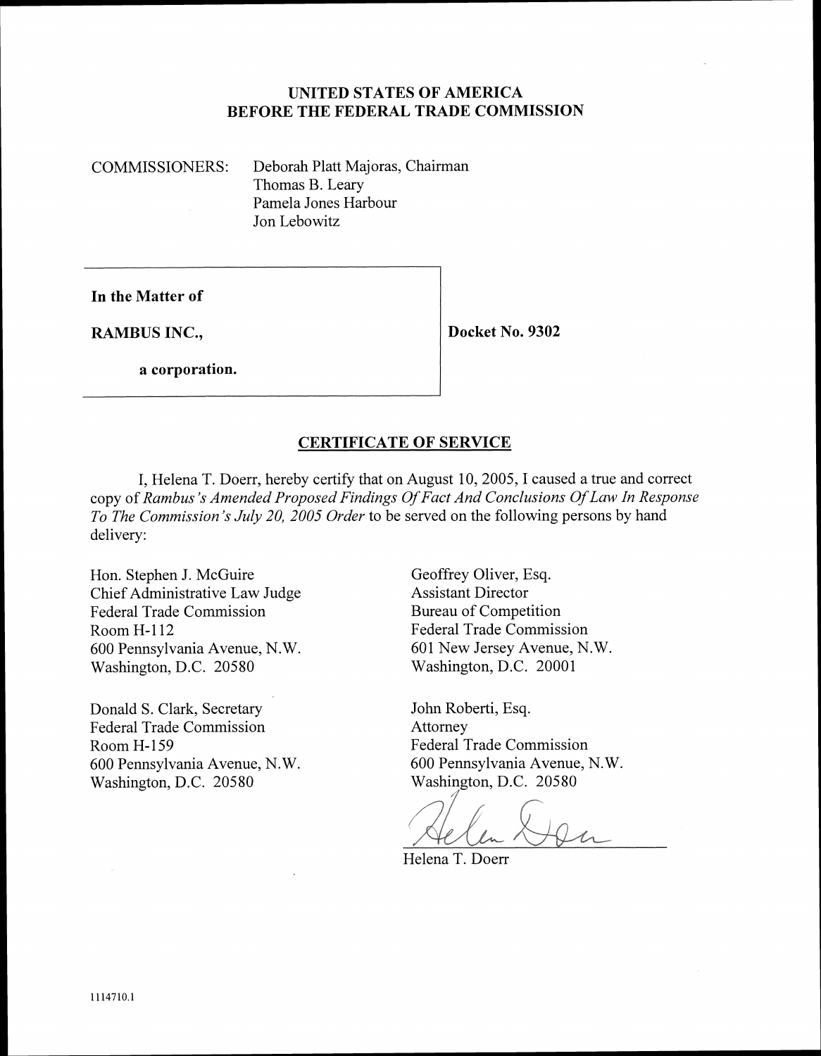**UNITED STATES OF AMERICA**
**BEFORE THE FEDERAL TRADE COMMISSION**

COMMISSIONERS: Deborah Platt Majoras, Chairman
Thomas B. Leary
Pamela Jones Harbour
Jon Leibowitz

| | |
|---|---|
| **In the Matter of**<br><br>**RAMBUS INC.,**<br><br>**a corporation.** | **Docket No. 9302** |

## CERTIFICATE OF SERVICE

I, Helena T. Doerr, hereby certify that on August 10, 2005, I caused a true and correct copy of *Rambus's Amended Proposed Findings Of Fact And Conclusions Of Law In Response To The Commission's July 20, 2005 Order* to be served on the following persons by hand delivery:

Hon. Stephen J. McGuire
Chief Administrative Law Judge
Federal Trade Commission
Room H-112
600 Pennsylvania Avenue, N.W.
Washington, D.C. 20580

Donald S. Clark, Secretary
Federal Trade Commission
Room H-159
600 Pennsylvania Avenue, N.W.
Washington, D.C. 20580

Geoffrey Oliver, Esq.
Assistant Director
Bureau of Competition
Federal Trade Commission
601 New Jersey Avenue, N.W.
Washington, D.C. 20001

John Roberti, Esq.
Attorney
Federal Trade Commission
600 Pennsylvania Avenue, N.W.
Washington, D.C. 20580

Helena T. Doerr

1114710.1